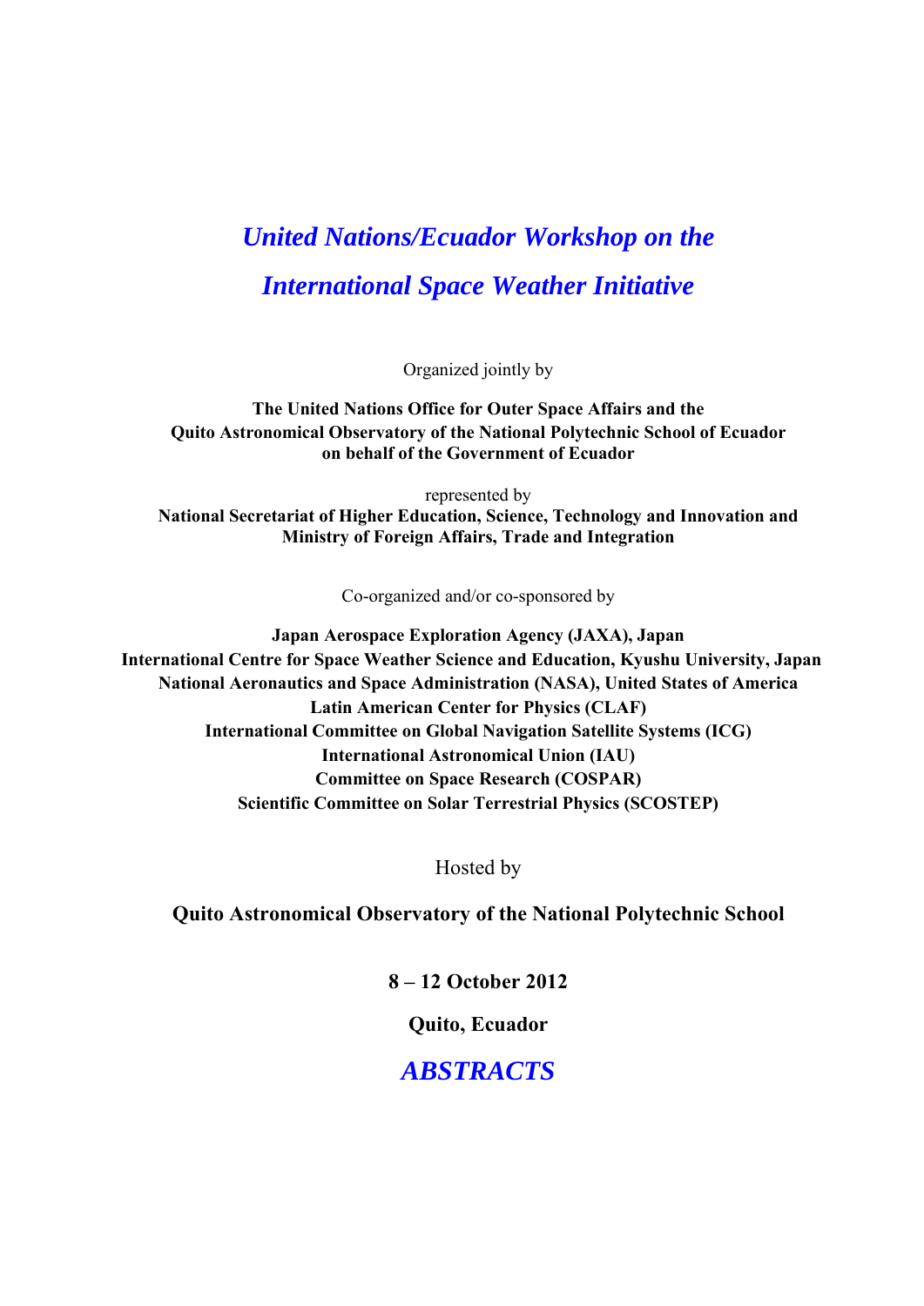# *United Nations/Ecuador Workshop on the International Space Weather Initiative*

Organized jointly by

**The United Nations Office for Outer Space Affairs and the Quito Astronomical Observatory of the National Polytechnic School of Ecuador on behalf of the Government of Ecuador**

represented by

**National Secretariat of Higher Education, Science, Technology and Innovation and Ministry of Foreign Affairs, Trade and Integration**

Co-organized and/or co-sponsored by

**Japan Aerospace Exploration Agency (JAXA), Japan**
**International Centre for Space Weather Science and Education, Kyushu University, Japan**
**National Aeronautics and Space Administration (NASA), United States of America**
**Latin American Center for Physics (CLAF)**
**International Committee on Global Navigation Satellite Systems (ICG)**
**International Astronomical Union (IAU)**
**Committee on Space Research (COSPAR)**
**Scientific Committee on Solar Terrestrial Physics (SCOSTEP)**

Hosted by

**Quito Astronomical Observatory of the National Polytechnic School**

**8 – 12 October 2012**

**Quito, Ecuador**

## *ABSTRACTS*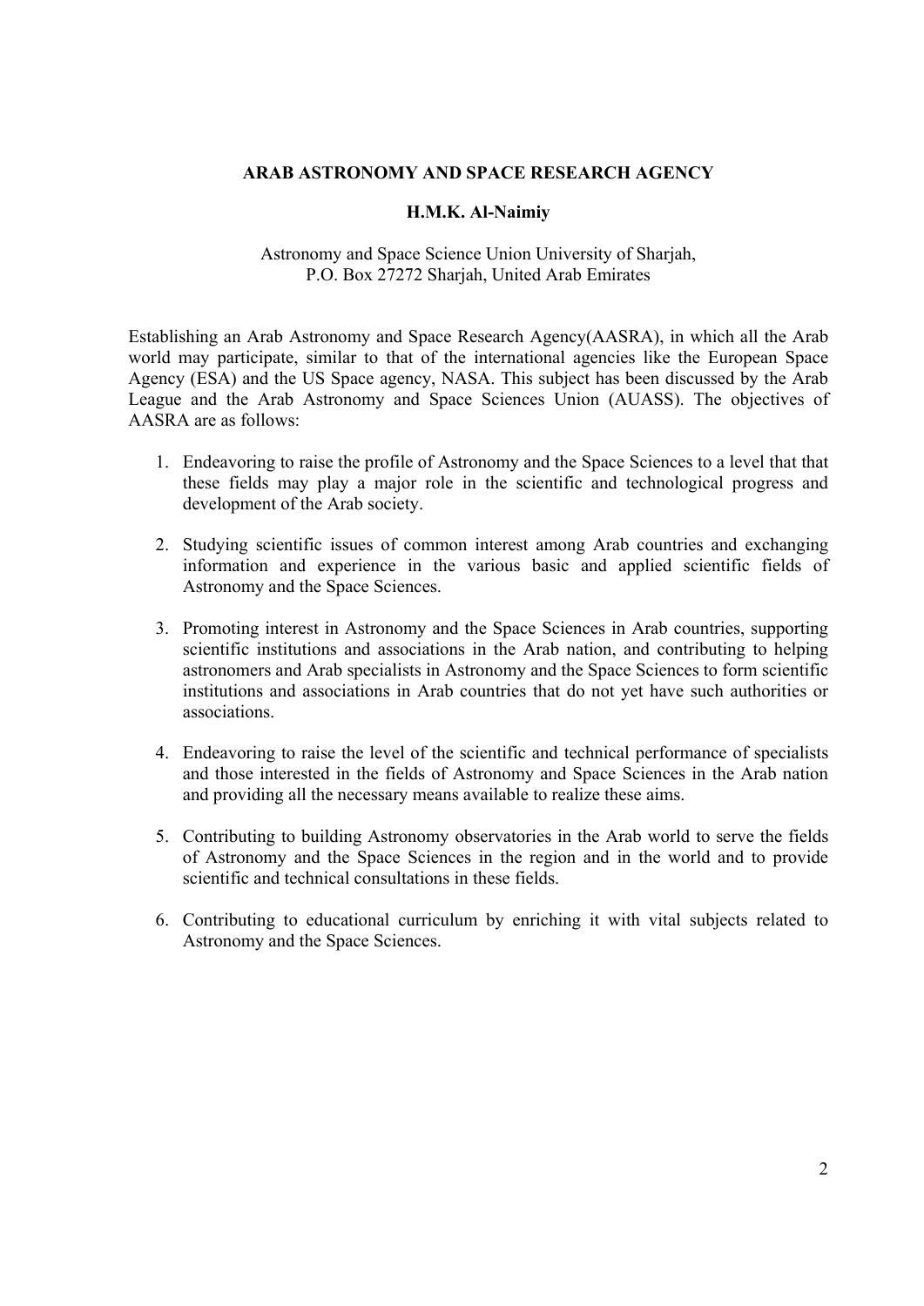## ARAB ASTRONOMY AND SPACE RESEARCH AGENCY

**H.M.K. Al-Naimiy**

Astronomy and Space Science Union University of Sharjah,
P.O. Box 27272 Sharjah, United Arab Emirates

Establishing an Arab Astronomy and Space Research Agency(AASRA), in which all the Arab world may participate, similar to that of the international agencies like the European Space Agency (ESA) and the US Space agency, NASA. This subject has been discussed by the Arab League and the Arab Astronomy and Space Sciences Union (AUASS). The objectives of AASRA are as follows:

1. Endeavoring to raise the profile of Astronomy and the Space Sciences to a level that that these fields may play a major role in the scientific and technological progress and development of the Arab society.

2. Studying scientific issues of common interest among Arab countries and exchanging information and experience in the various basic and applied scientific fields of Astronomy and the Space Sciences.

3. Promoting interest in Astronomy and the Space Sciences in Arab countries, supporting scientific institutions and associations in the Arab nation, and contributing to helping astronomers and Arab specialists in Astronomy and the Space Sciences to form scientific institutions and associations in Arab countries that do not yet have such authorities or associations.

4. Endeavoring to raise the level of the scientific and technical performance of specialists and those interested in the fields of Astronomy and Space Sciences in the Arab nation and providing all the necessary means available to realize these aims.

5. Contributing to building Astronomy observatories in the Arab world to serve the fields of Astronomy and the Space Sciences in the region and in the world and to provide scientific and technical consultations in these fields.

6. Contributing to educational curriculum by enriching it with vital subjects related to Astronomy and the Space Sciences.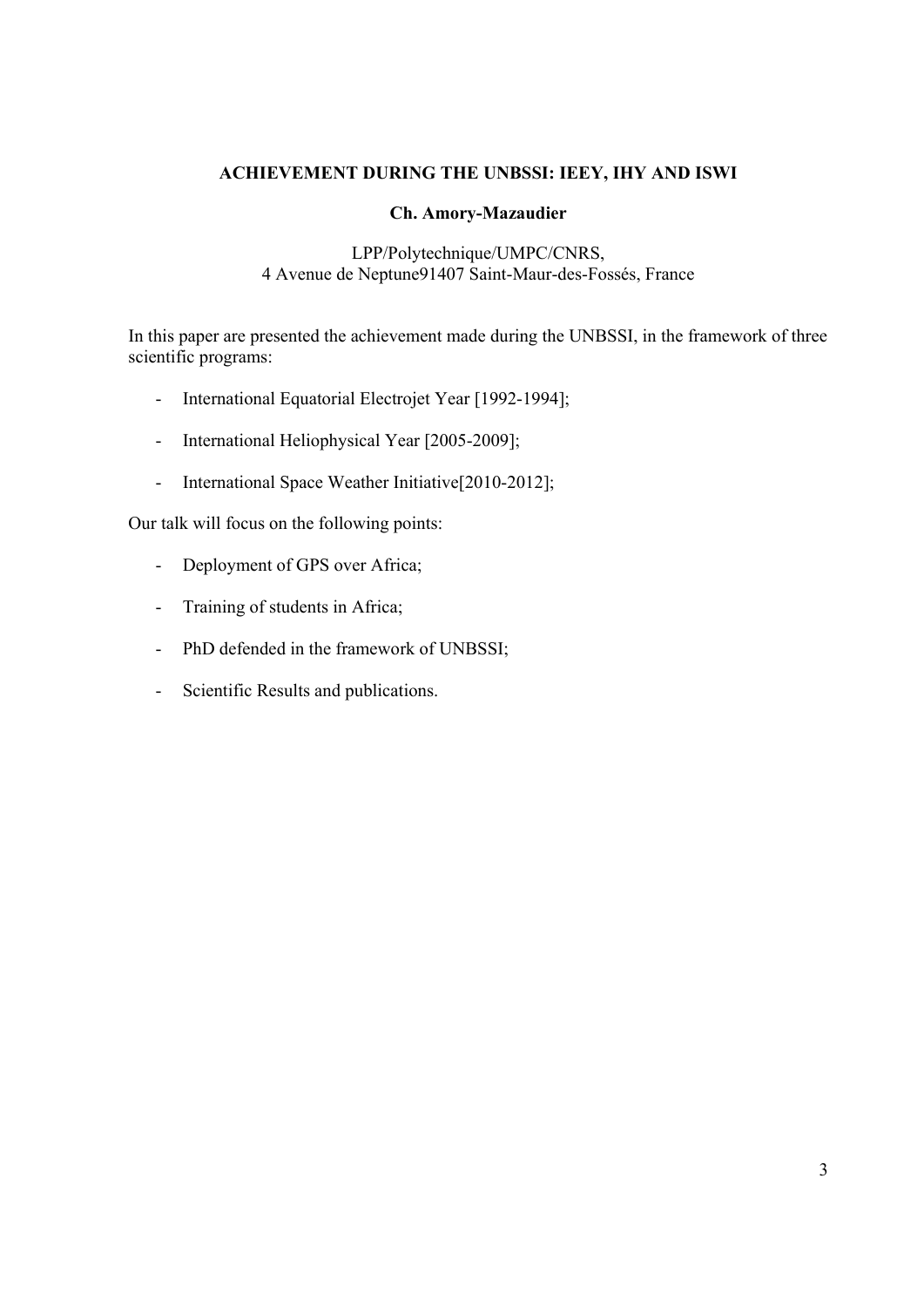### ACHIEVEMENT DURING THE UNBSSI: IEEY, IHY AND ISWI

**Ch. Amory-Mazaudier**

LPP/Polytechnique/UMPC/CNRS,
4 Avenue de Neptune91407 Saint-Maur-des-Fossés, France

In this paper are presented the achievement made during the UNBSSI, in the framework of three scientific programs:

- International Equatorial Electrojet Year [1992-1994];
- International Heliophysical Year [2005-2009];
- International Space Weather Initiative[2010-2012];

Our talk will focus on the following points:

- Deployment of GPS over Africa;
- Training of students in Africa;
- PhD defended in the framework of UNBSSI;
- Scientific Results and publications.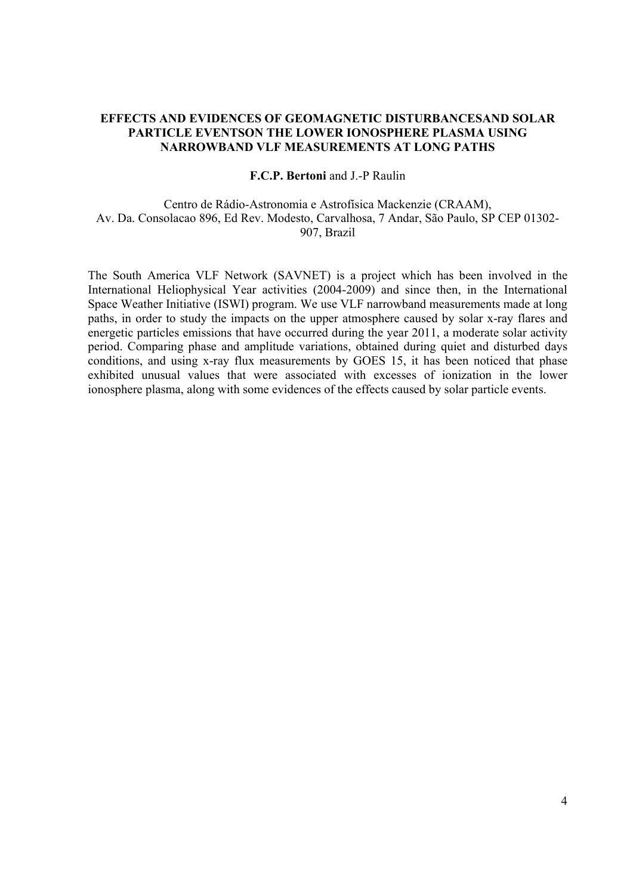### EFFECTS AND EVIDENCES OF GEOMAGNETIC DISTURBANCESAND SOLAR PARTICLE EVENTSON THE LOWER IONOSPHERE PLASMA USING NARROWBAND VLF MEASUREMENTS AT LONG PATHS

**F.C.P. Bertoni** and J.-P Raulin

Centro de Rádio-Astronomia e Astrofísica Mackenzie (CRAAM),
Av. Da. Consolacao 896, Ed Rev. Modesto, Carvalhosa, 7 Andar, São Paulo, SP CEP 01302-907, Brazil

The South America VLF Network (SAVNET) is a project which has been involved in the International Heliophysical Year activities (2004-2009) and since then, in the International Space Weather Initiative (ISWI) program. We use VLF narrowband measurements made at long paths, in order to study the impacts on the upper atmosphere caused by solar x-ray flares and energetic particles emissions that have occurred during the year 2011, a moderate solar activity period. Comparing phase and amplitude variations, obtained during quiet and disturbed days conditions, and using x-ray flux measurements by GOES 15, it has been noticed that phase exhibited unusual values that were associated with excesses of ionization in the lower ionosphere plasma, along with some evidences of the effects caused by solar particle events.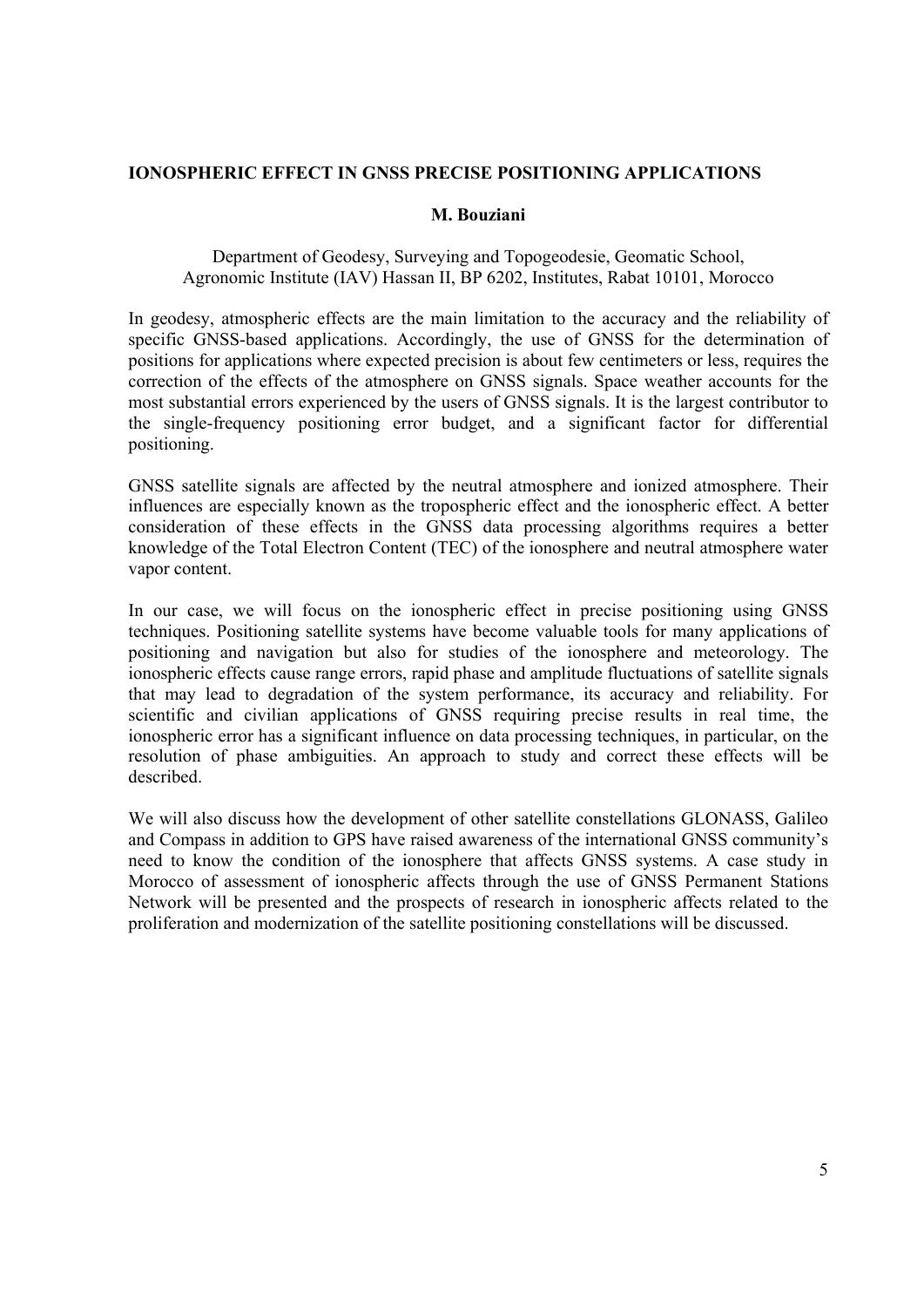# IONOSPHERIC EFFECT IN GNSS PRECISE POSITIONING APPLICATIONS

**M. Bouziani**

Department of Geodesy, Surveying and Topogeodesie, Geomatic School,
Agronomic Institute (IAV) Hassan II, BP 6202, Institutes, Rabat 10101, Morocco

In geodesy, atmospheric effects are the main limitation to the accuracy and the reliability of specific GNSS-based applications. Accordingly, the use of GNSS for the determination of positions for applications where expected precision is about few centimeters or less, requires the correction of the effects of the atmosphere on GNSS signals. Space weather accounts for the most substantial errors experienced by the users of GNSS signals. It is the largest contributor to the single-frequency positioning error budget, and a significant factor for differential positioning.

GNSS satellite signals are affected by the neutral atmosphere and ionized atmosphere. Their influences are especially known as the tropospheric effect and the ionospheric effect. A better consideration of these effects in the GNSS data processing algorithms requires a better knowledge of the Total Electron Content (TEC) of the ionosphere and neutral atmosphere water vapor content.

In our case, we will focus on the ionospheric effect in precise positioning using GNSS techniques. Positioning satellite systems have become valuable tools for many applications of positioning and navigation but also for studies of the ionosphere and meteorology. The ionospheric effects cause range errors, rapid phase and amplitude fluctuations of satellite signals that may lead to degradation of the system performance, its accuracy and reliability. For scientific and civilian applications of GNSS requiring precise results in real time, the ionospheric error has a significant influence on data processing techniques, in particular, on the resolution of phase ambiguities. An approach to study and correct these effects will be described.

We will also discuss how the development of other satellite constellations GLONASS, Galileo and Compass in addition to GPS have raised awareness of the international GNSS community's need to know the condition of the ionosphere that affects GNSS systems. A case study in Morocco of assessment of ionospheric affects through the use of GNSS Permanent Stations Network will be presented and the prospects of research in ionospheric affects related to the proliferation and modernization of the satellite positioning constellations will be discussed.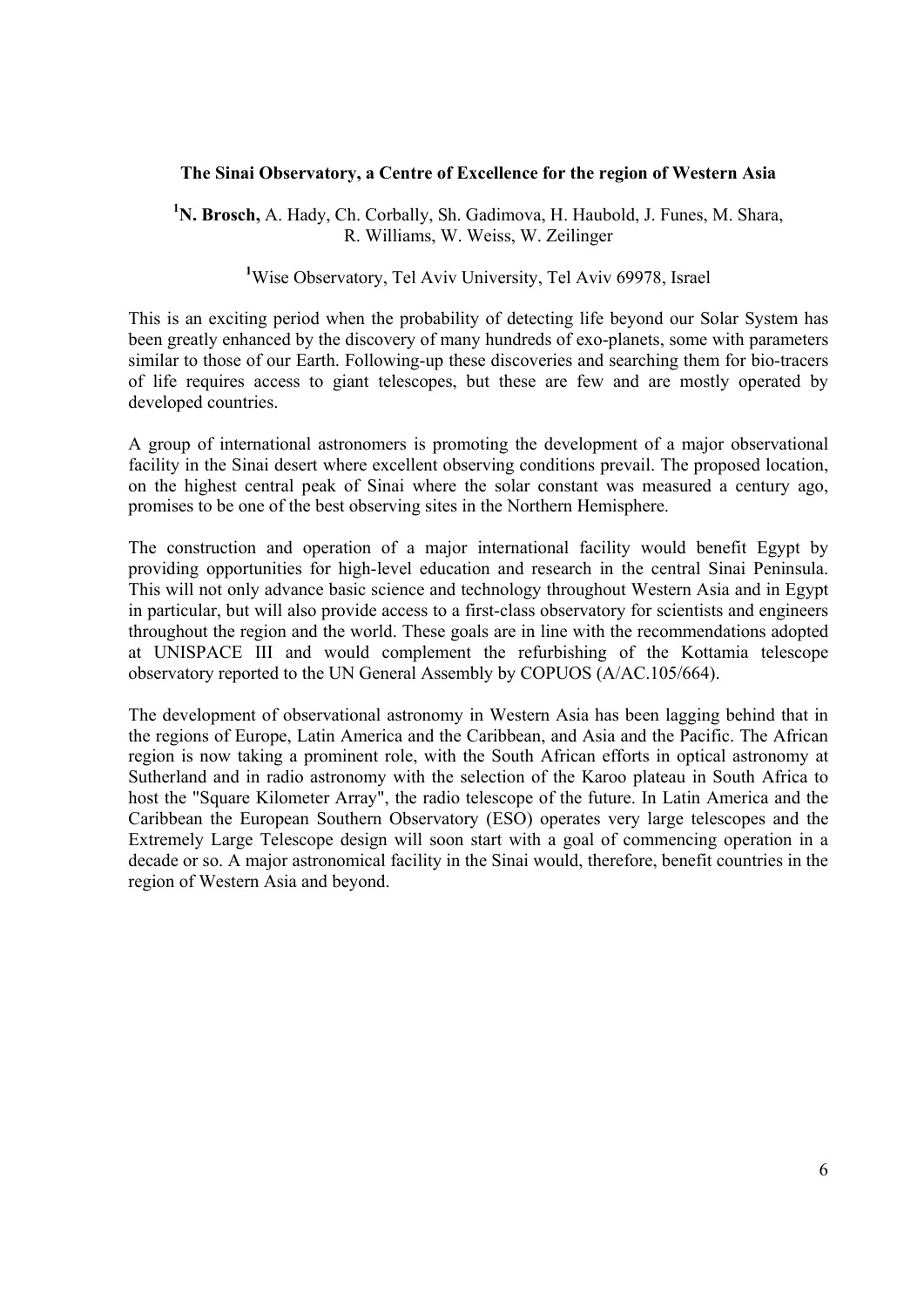**The Sinai Observatory, a Centre of Excellence for the region of Western Asia**

[1]**N. Brosch,** A. Hady, Ch. Corbally, Sh. Gadimova, H. Haubold, J. Funes, M. Shara, R. Williams, W. Weiss, W. Zeilinger

[1]Wise Observatory, Tel Aviv University, Tel Aviv 69978, Israel

This is an exciting period when the probability of detecting life beyond our Solar System has been greatly enhanced by the discovery of many hundreds of exo-planets, some with parameters similar to those of our Earth. Following-up these discoveries and searching them for bio-tracers of life requires access to giant telescopes, but these are few and are mostly operated by developed countries.

A group of international astronomers is promoting the development of a major observational facility in the Sinai desert where excellent observing conditions prevail. The proposed location, on the highest central peak of Sinai where the solar constant was measured a century ago, promises to be one of the best observing sites in the Northern Hemisphere.

The construction and operation of a major international facility would benefit Egypt by providing opportunities for high-level education and research in the central Sinai Peninsula. This will not only advance basic science and technology throughout Western Asia and in Egypt in particular, but will also provide access to a first-class observatory for scientists and engineers throughout the region and the world. These goals are in line with the recommendations adopted at UNISPACE III and would complement the refurbishing of the Kottamia telescope observatory reported to the UN General Assembly by COPUOS (A/AC.105/664).

The development of observational astronomy in Western Asia has been lagging behind that in the regions of Europe, Latin America and the Caribbean, and Asia and the Pacific. The African region is now taking a prominent role, with the South African efforts in optical astronomy at Sutherland and in radio astronomy with the selection of the Karoo plateau in South Africa to host the "Square Kilometer Array", the radio telescope of the future. In Latin America and the Caribbean the European Southern Observatory (ESO) operates very large telescopes and the Extremely Large Telescope design will soon start with a goal of commencing operation in a decade or so. A major astronomical facility in the Sinai would, therefore, benefit countries in the region of Western Asia and beyond.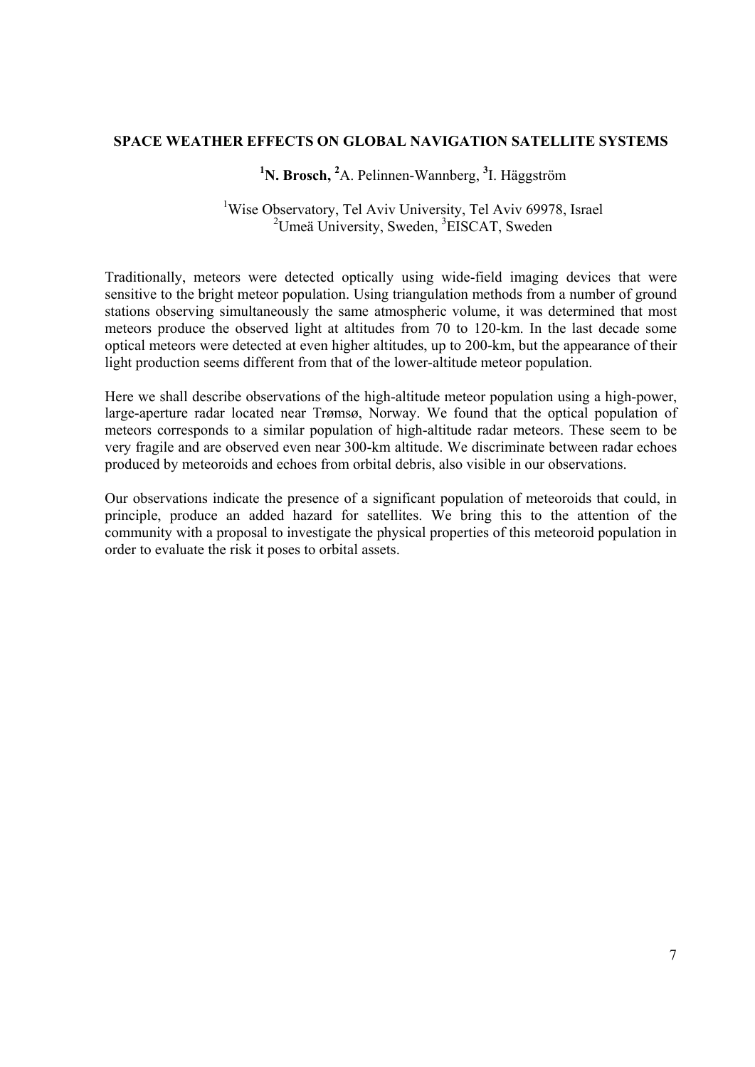## SPACE WEATHER EFFECTS ON GLOBAL NAVIGATION SATELLITE SYSTEMS

[1]**N. Brosch,** [2]A. Pelinnen-Wannberg, [3]I. Häggström

[1]Wise Observatory, Tel Aviv University, Tel Aviv 69978, Israel
[2]Umeä University, Sweden, [3]EISCAT, Sweden

Traditionally, meteors were detected optically using wide-field imaging devices that were sensitive to the bright meteor population. Using triangulation methods from a number of ground stations observing simultaneously the same atmospheric volume, it was determined that most meteors produce the observed light at altitudes from 70 to 120-km. In the last decade some optical meteors were detected at even higher altitudes, up to 200-km, but the appearance of their light production seems different from that of the lower-altitude meteor population.

Here we shall describe observations of the high-altitude meteor population using a high-power, large-aperture radar located near Trømsø, Norway. We found that the optical population of meteors corresponds to a similar population of high-altitude radar meteors. These seem to be very fragile and are observed even near 300-km altitude. We discriminate between radar echoes produced by meteoroids and echoes from orbital debris, also visible in our observations.

Our observations indicate the presence of a significant population of meteoroids that could, in principle, produce an added hazard for satellites. We bring this to the attention of the community with a proposal to investigate the physical properties of this meteoroid population in order to evaluate the risk it poses to orbital assets.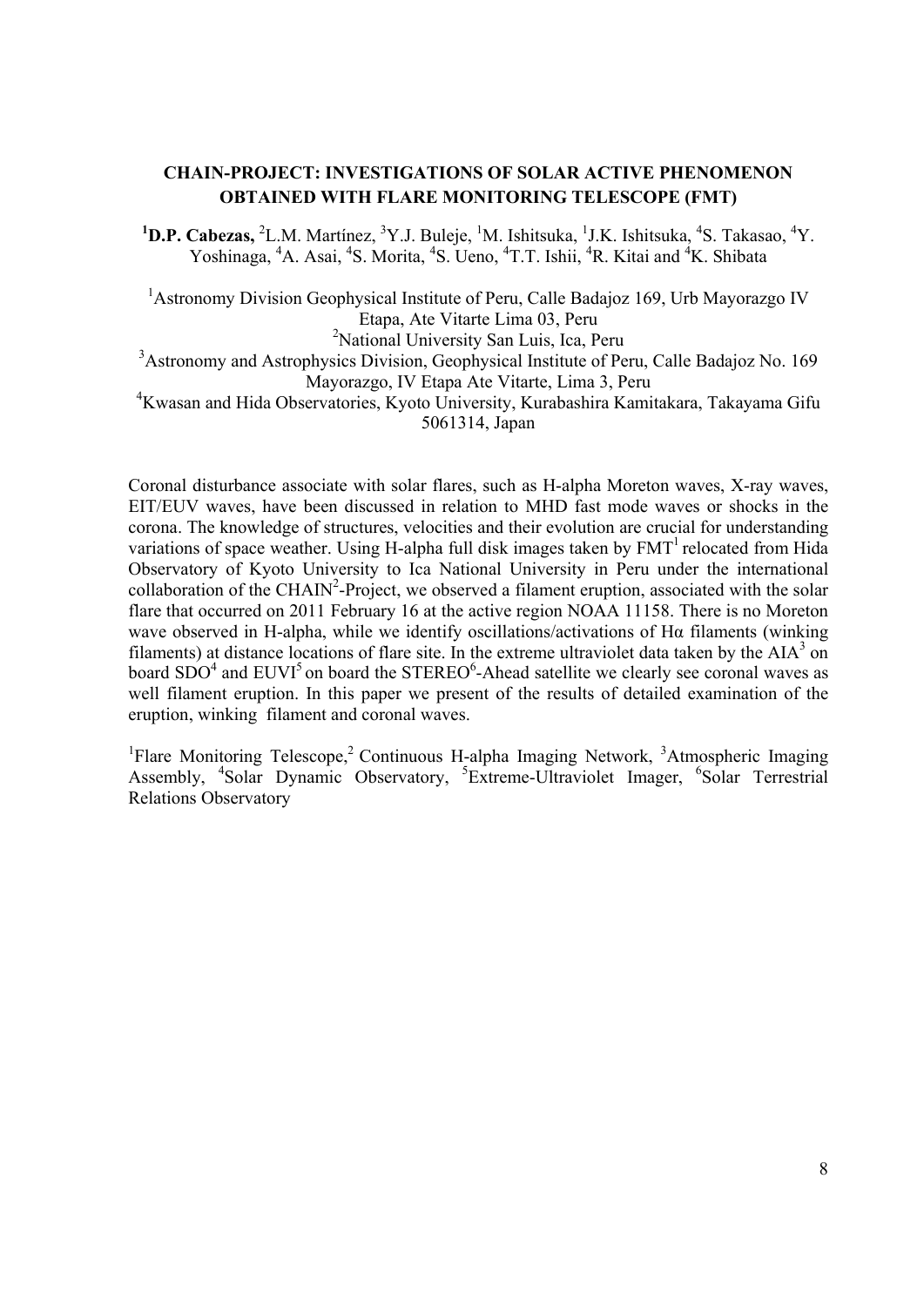**CHAIN-PROJECT: INVESTIGATIONS OF SOLAR ACTIVE PHENOMENON OBTAINED WITH FLARE MONITORING TELESCOPE (FMT)**

[1]**D.P. Cabezas,** [2]L.M. Martínez, [3]Y.J. Buleje, [1]M. Ishitsuka, [1]J.K. Ishitsuka, [4]S. Takasao, [4]Y. Yoshinaga, [4]A. Asai, [4]S. Morita, [4]S. Ueno, [4]T.T. Ishii, [4]R. Kitai and [4]K. Shibata

[1]Astronomy Division Geophysical Institute of Peru, Calle Badajoz 169, Urb Mayorazgo IV Etapa, Ate Vitarte Lima 03, Peru
[2]National University San Luis, Ica, Peru
[3]Astronomy and Astrophysics Division, Geophysical Institute of Peru, Calle Badajoz No. 169 Mayorazgo, IV Etapa Ate Vitarte, Lima 3, Peru
[4]Kwasan and Hida Observatories, Kyoto University, Kurabashira Kamitakara, Takayama Gifu 5061314, Japan

Coronal disturbance associate with solar flares, such as H-alpha Moreton waves, X-ray waves, EIT/EUV waves, have been discussed in relation to MHD fast mode waves or shocks in the corona. The knowledge of structures, velocities and their evolution are crucial for understanding variations of space weather. Using H-alpha full disk images taken by FMT[1] relocated from Hida Observatory of Kyoto University to Ica National University in Peru under the international collaboration of the CHAIN[2]-Project, we observed a filament eruption, associated with the solar flare that occurred on 2011 February 16 at the active region NOAA 11158. There is no Moreton wave observed in H-alpha, while we identify oscillations/activations of Hα filaments (winking filaments) at distance locations of flare site. In the extreme ultraviolet data taken by the AIA[3] on board SDO[4] and EUVI[5] on board the STEREO[6]-Ahead satellite we clearly see coronal waves as well filament eruption. In this paper we present of the results of detailed examination of the eruption, winking filament and coronal waves.

[1]Flare Monitoring Telescope,[2] Continuous H-alpha Imaging Network, [3]Atmospheric Imaging Assembly, [4]Solar Dynamic Observatory, [5]Extreme-Ultraviolet Imager, [6]Solar Terrestrial Relations Observatory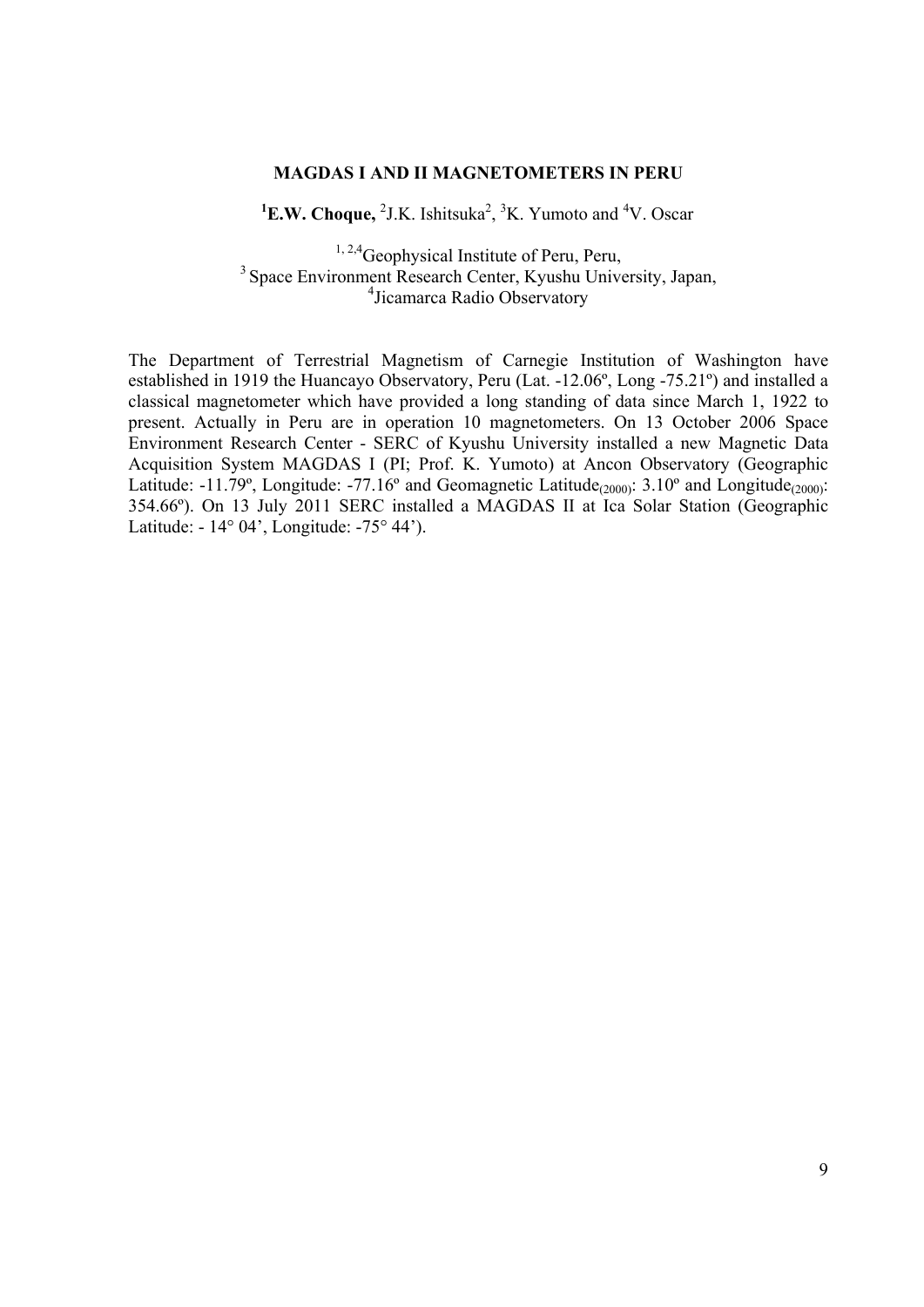# MAGDAS I AND II MAGNETOMETERS IN PERU

**[1]E.W. Choque,** [2]J.K. Ishitsuka[2], [3]K. Yumoto and [4]V. Oscar

[1, 2,4]Geophysical Institute of Peru, Peru,
[3] Space Environment Research Center, Kyushu University, Japan,
[4]Jicamarca Radio Observatory

The Department of Terrestrial Magnetism of Carnegie Institution of Washington have established in 1919 the Huancayo Observatory, Peru (Lat. -12.06º, Long -75.21º) and installed a classical magnetometer which have provided a long standing of data since March 1, 1922 to present. Actually in Peru are in operation 10 magnetometers. On 13 October 2006 Space Environment Research Center - SERC of Kyushu University installed a new Magnetic Data Acquisition System MAGDAS I (PI; Prof. K. Yumoto) at Ancon Observatory (Geographic Latitude: -11.79º, Longitude: -77.16º and Geomagnetic $\text{Latitude}_{(2000)}$: 3.10º and $\text{Longitude}_{(2000)}$: 354.66º). On 13 July 2011 SERC installed a MAGDAS II at Ica Solar Station (Geographic Latitude: - 14° 04', Longitude: -75° 44').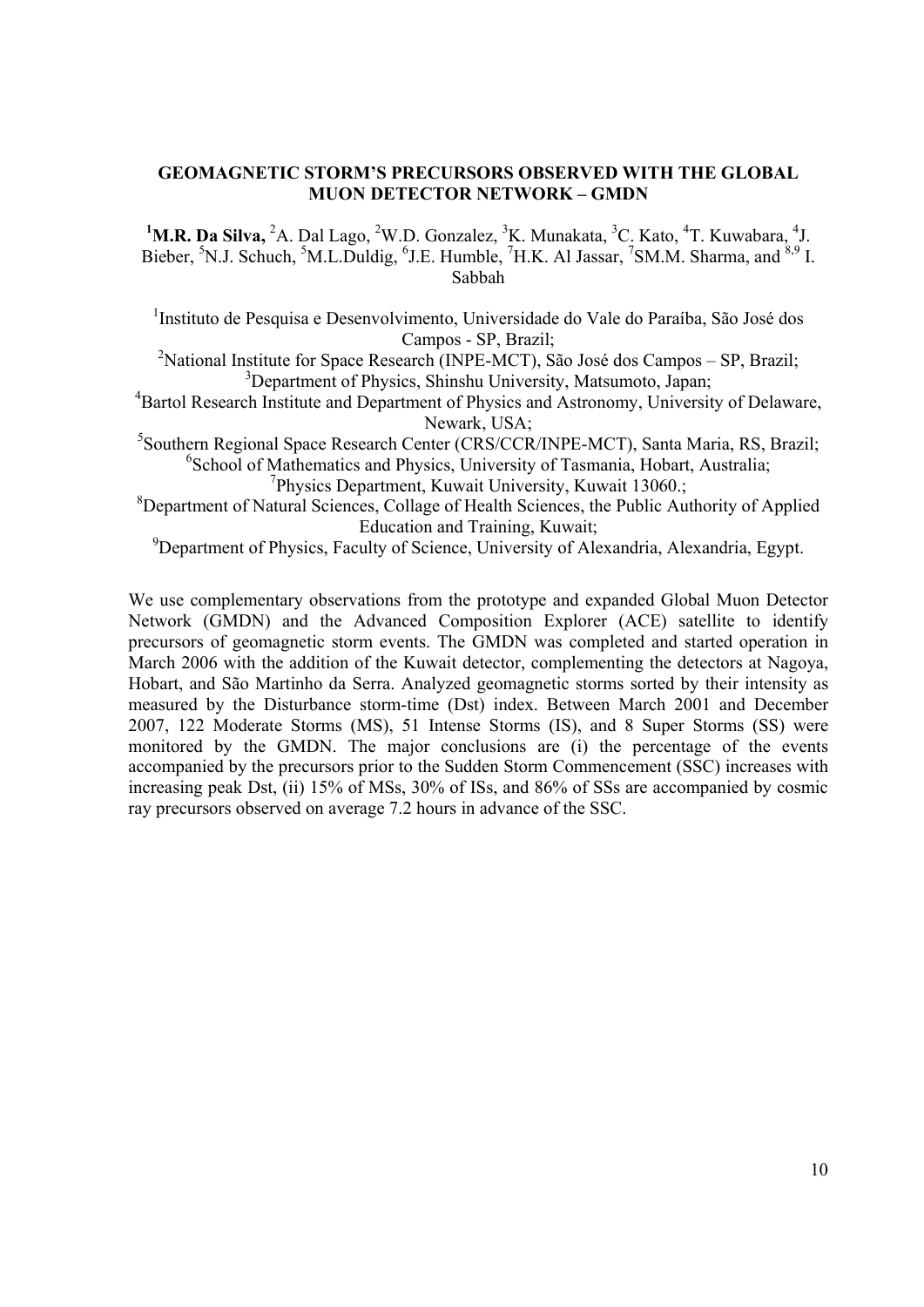## GEOMAGNETIC STORM'S PRECURSORS OBSERVED WITH THE GLOBAL MUON DETECTOR NETWORK – GMDN

[1]**M.R. Da Silva,** [2]A. Dal Lago, [2]W.D. Gonzalez, [3]K. Munakata, [3]C. Kato, [4]T. Kuwabara, [4]J. Bieber, [5]N.J. Schuch, [5]M.L.Duldig, [6]J.E. Humble, [7]H.K. Al Jassar, [7]SM.M. Sharma, and [8,9] I. Sabbah

[1]Instituto de Pesquisa e Desenvolvimento, Universidade do Vale do Paraíba, São José dos Campos - SP, Brazil;
[2]National Institute for Space Research (INPE-MCT), São José dos Campos – SP, Brazil;
[3]Department of Physics, Shinshu University, Matsumoto, Japan;
[4]Bartol Research Institute and Department of Physics and Astronomy, University of Delaware, Newark, USA;
[5]Southern Regional Space Research Center (CRS/CCR/INPE-MCT), Santa Maria, RS, Brazil;
[6]School of Mathematics and Physics, University of Tasmania, Hobart, Australia;
[7]Physics Department, Kuwait University, Kuwait 13060.;
[8]Department of Natural Sciences, Collage of Health Sciences, the Public Authority of Applied Education and Training, Kuwait;
[9]Department of Physics, Faculty of Science, University of Alexandria, Alexandria, Egypt.

We use complementary observations from the prototype and expanded Global Muon Detector Network (GMDN) and the Advanced Composition Explorer (ACE) satellite to identify precursors of geomagnetic storm events. The GMDN was completed and started operation in March 2006 with the addition of the Kuwait detector, complementing the detectors at Nagoya, Hobart, and São Martinho da Serra. Analyzed geomagnetic storms sorted by their intensity as measured by the Disturbance storm-time (Dst) index. Between March 2001 and December 2007, 122 Moderate Storms (MS), 51 Intense Storms (IS), and 8 Super Storms (SS) were monitored by the GMDN. The major conclusions are (i) the percentage of the events accompanied by the precursors prior to the Sudden Storm Commencement (SSC) increases with increasing peak Dst, (ii) 15% of MSs, 30% of ISs, and 86% of SSs are accompanied by cosmic ray precursors observed on average 7.2 hours in advance of the SSC.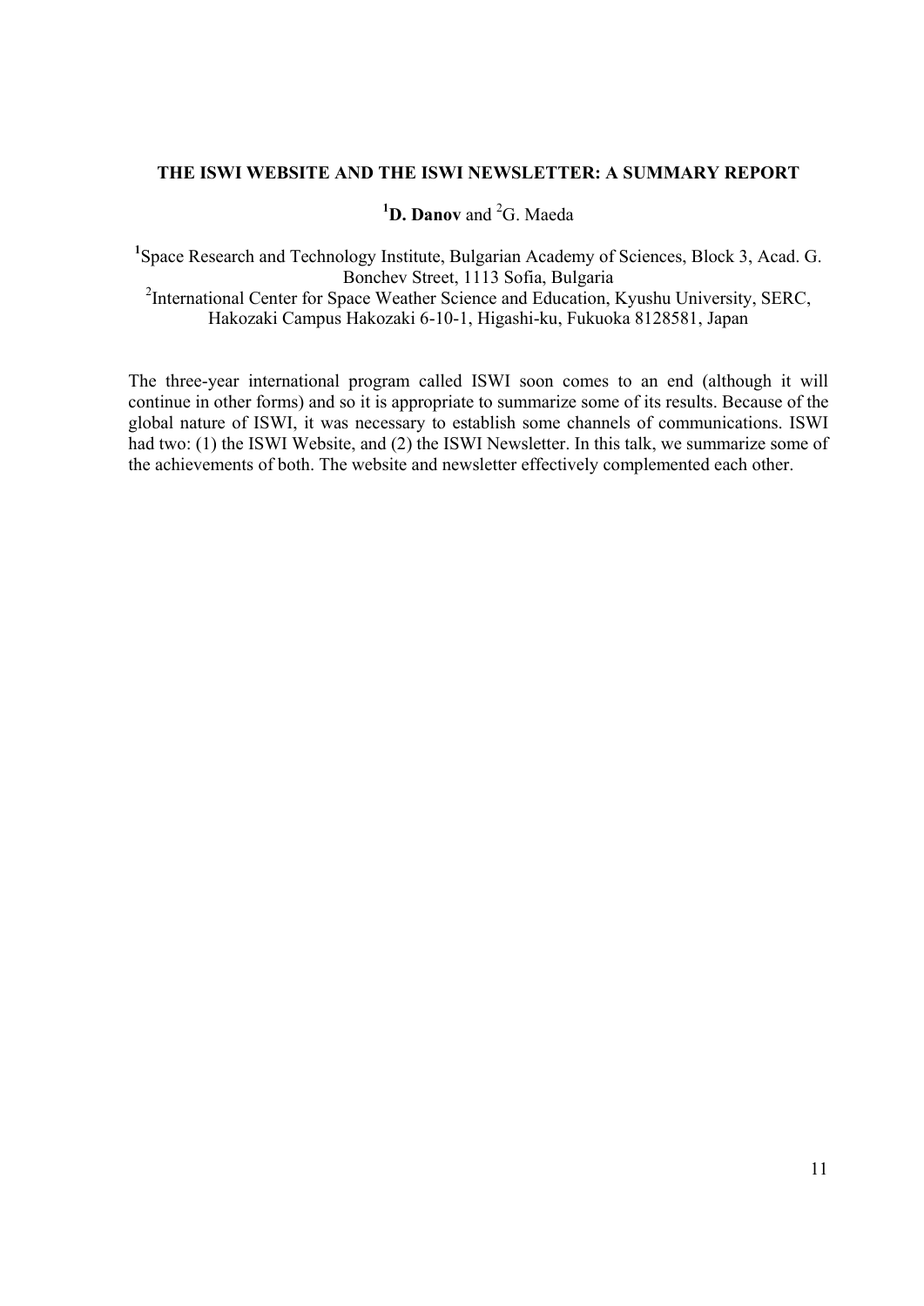**THE ISWI WEBSITE AND THE ISWI NEWSLETTER: A SUMMARY REPORT**

[1]**D. Danov** and [2]G. Maeda

[1]Space Research and Technology Institute, Bulgarian Academy of Sciences, Block 3, Acad. G. Bonchev Street, 1113 Sofia, Bulgaria
[2]International Center for Space Weather Science and Education, Kyushu University, SERC, Hakozaki Campus Hakozaki 6-10-1, Higashi-ku, Fukuoka 8128581, Japan

The three-year international program called ISWI soon comes to an end (although it will continue in other forms) and so it is appropriate to summarize some of its results. Because of the global nature of ISWI, it was necessary to establish some channels of communications. ISWI had two: (1) the ISWI Website, and (2) the ISWI Newsletter. In this talk, we summarize some of the achievements of both. The website and newsletter effectively complemented each other.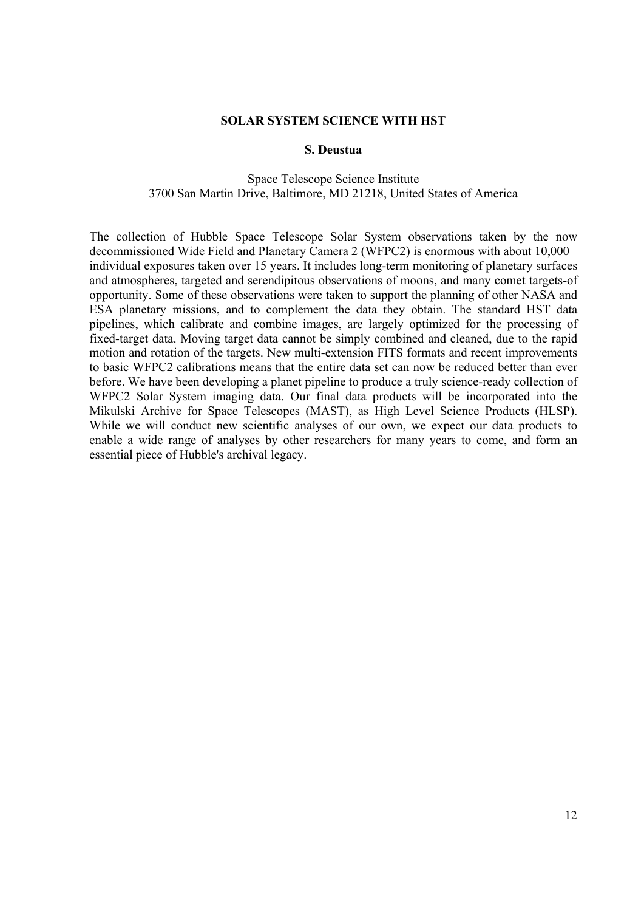## SOLAR SYSTEM SCIENCE WITH HST

**S. Deustua**

Space Telescope Science Institute
3700 San Martin Drive, Baltimore, MD 21218, United States of America

The collection of Hubble Space Telescope Solar System observations taken by the now decommissioned Wide Field and Planetary Camera 2 (WFPC2) is enormous with about 10,000 individual exposures taken over 15 years. It includes long-term monitoring of planetary surfaces and atmospheres, targeted and serendipitous observations of moons, and many comet targets-of opportunity. Some of these observations were taken to support the planning of other NASA and ESA planetary missions, and to complement the data they obtain. The standard HST data pipelines, which calibrate and combine images, are largely optimized for the processing of fixed-target data. Moving target data cannot be simply combined and cleaned, due to the rapid motion and rotation of the targets. New multi-extension FITS formats and recent improvements to basic WFPC2 calibrations means that the entire data set can now be reduced better than ever before. We have been developing a planet pipeline to produce a truly science-ready collection of WFPC2 Solar System imaging data. Our final data products will be incorporated into the Mikulski Archive for Space Telescopes (MAST), as High Level Science Products (HLSP). While we will conduct new scientific analyses of our own, we expect our data products to enable a wide range of analyses by other researchers for many years to come, and form an essential piece of Hubble's archival legacy.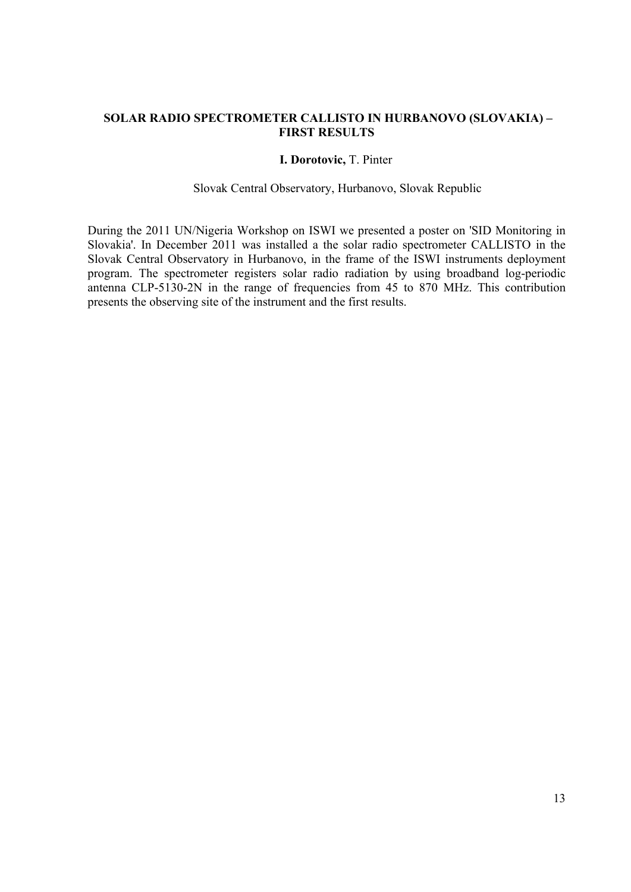## SOLAR RADIO SPECTROMETER CALLISTO IN HURBANOVO (SLOVAKIA) – FIRST RESULTS

**I. Dorotovic,** T. Pinter

Slovak Central Observatory, Hurbanovo, Slovak Republic

During the 2011 UN/Nigeria Workshop on ISWI we presented a poster on 'SID Monitoring in Slovakia'. In December 2011 was installed a the solar radio spectrometer CALLISTO in the Slovak Central Observatory in Hurbanovo, in the frame of the ISWI instruments deployment program. The spectrometer registers solar radio radiation by using broadband log-periodic antenna CLP-5130-2N in the range of frequencies from 45 to 870 MHz. This contribution presents the observing site of the instrument and the first results.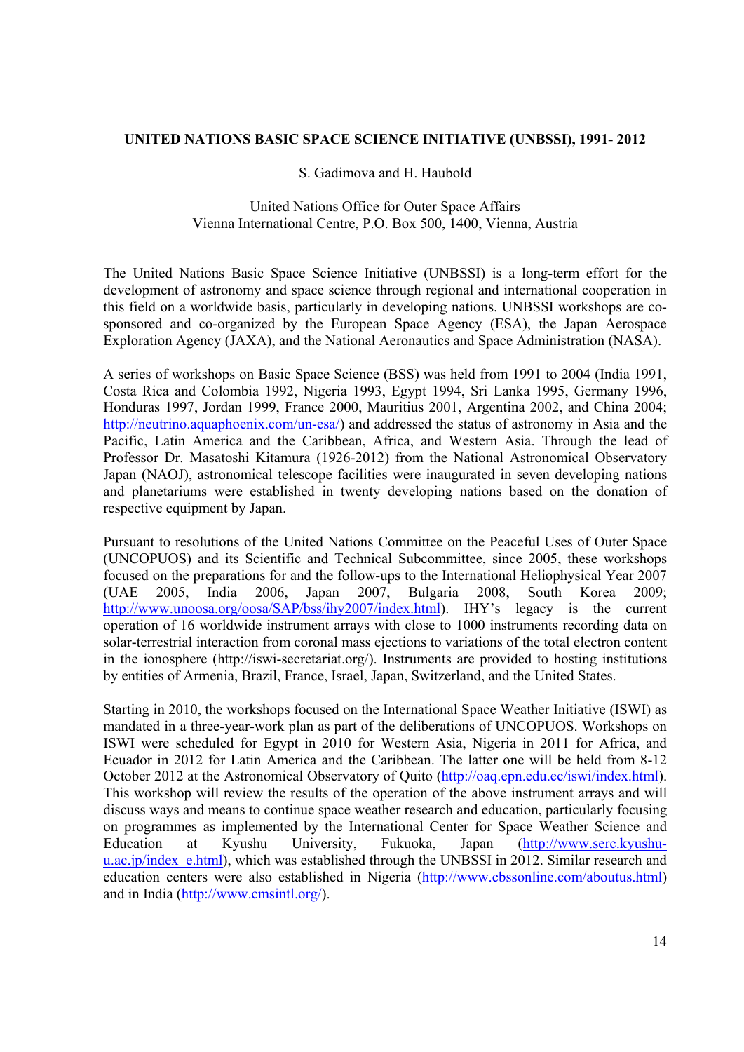**UNITED NATIONS BASIC SPACE SCIENCE INITIATIVE (UNBSSI), 1991- 2012**

S. Gadimova and H. Haubold

United Nations Office for Outer Space Affairs
Vienna International Centre, P.O. Box 500, 1400, Vienna, Austria

The United Nations Basic Space Science Initiative (UNBSSI) is a long-term effort for the development of astronomy and space science through regional and international cooperation in this field on a worldwide basis, particularly in developing nations. UNBSSI workshops are co-sponsored and co-organized by the European Space Agency (ESA), the Japan Aerospace Exploration Agency (JAXA), and the National Aeronautics and Space Administration (NASA).

A series of workshops on Basic Space Science (BSS) was held from 1991 to 2004 (India 1991, Costa Rica and Colombia 1992, Nigeria 1993, Egypt 1994, Sri Lanka 1995, Germany 1996, Honduras 1997, Jordan 1999, France 2000, Mauritius 2001, Argentina 2002, and China 2004; http://neutrino.aquaphoenix.com/un-esa/) and addressed the status of astronomy in Asia and the Pacific, Latin America and the Caribbean, Africa, and Western Asia. Through the lead of Professor Dr. Masatoshi Kitamura (1926-2012) from the National Astronomical Observatory Japan (NAOJ), astronomical telescope facilities were inaugurated in seven developing nations and planetariums were established in twenty developing nations based on the donation of respective equipment by Japan.

Pursuant to resolutions of the United Nations Committee on the Peaceful Uses of Outer Space (UNCOPUOS) and its Scientific and Technical Subcommittee, since 2005, these workshops focused on the preparations for and the follow-ups to the International Heliophysical Year 2007 (UAE 2005, India 2006, Japan 2007, Bulgaria 2008, South Korea 2009; http://www.unoosa.org/oosa/SAP/bss/ihy2007/index.html). IHY's legacy is the current operation of 16 worldwide instrument arrays with close to 1000 instruments recording data on solar-terrestrial interaction from coronal mass ejections to variations of the total electron content in the ionosphere (http://iswi-secretariat.org/). Instruments are provided to hosting institutions by entities of Armenia, Brazil, France, Israel, Japan, Switzerland, and the United States.

Starting in 2010, the workshops focused on the International Space Weather Initiative (ISWI) as mandated in a three-year-work plan as part of the deliberations of UNCOPUOS. Workshops on ISWI were scheduled for Egypt in 2010 for Western Asia, Nigeria in 2011 for Africa, and Ecuador in 2012 for Latin America and the Caribbean. The latter one will be held from 8-12 October 2012 at the Astronomical Observatory of Quito (http://oaq.epn.edu.ec/iswi/index.html). This workshop will review the results of the operation of the above instrument arrays and will discuss ways and means to continue space weather research and education, particularly focusing on programmes as implemented by the International Center for Space Weather Science and Education at Kyushu University, Fukuoka, Japan (http://www.serc.kyushu-u.ac.jp/index_e.html), which was established through the UNBSSI in 2012. Similar research and education centers were also established in Nigeria (http://www.cbssonline.com/aboutus.html) and in India (http://www.cmsintl.org/).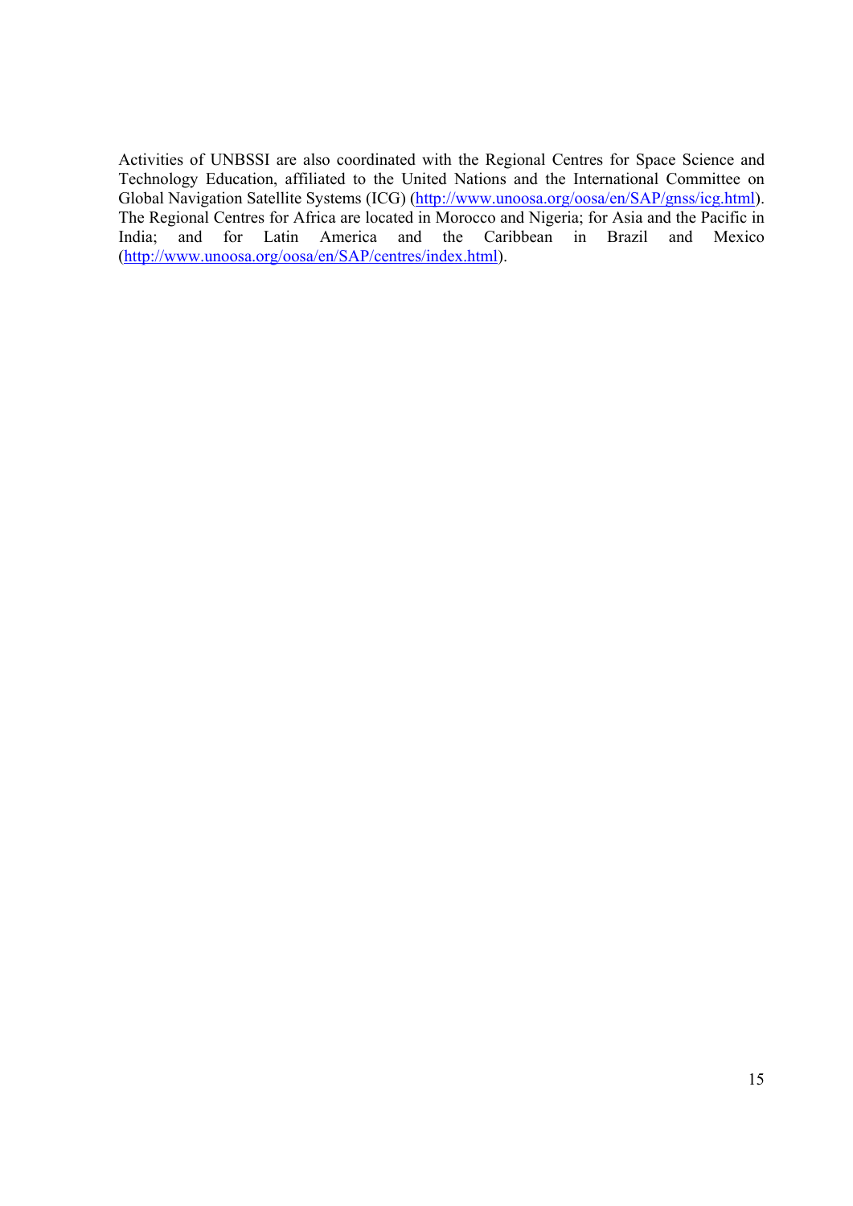Activities of UNBSSI are also coordinated with the Regional Centres for Space Science and Technology Education, affiliated to the United Nations and the International Committee on Global Navigation Satellite Systems (ICG) (http://www.unoosa.org/oosa/en/SAP/gnss/icg.html). The Regional Centres for Africa are located in Morocco and Nigeria; for Asia and the Pacific in India; and for Latin America and the Caribbean in Brazil and Mexico (http://www.unoosa.org/oosa/en/SAP/centres/index.html).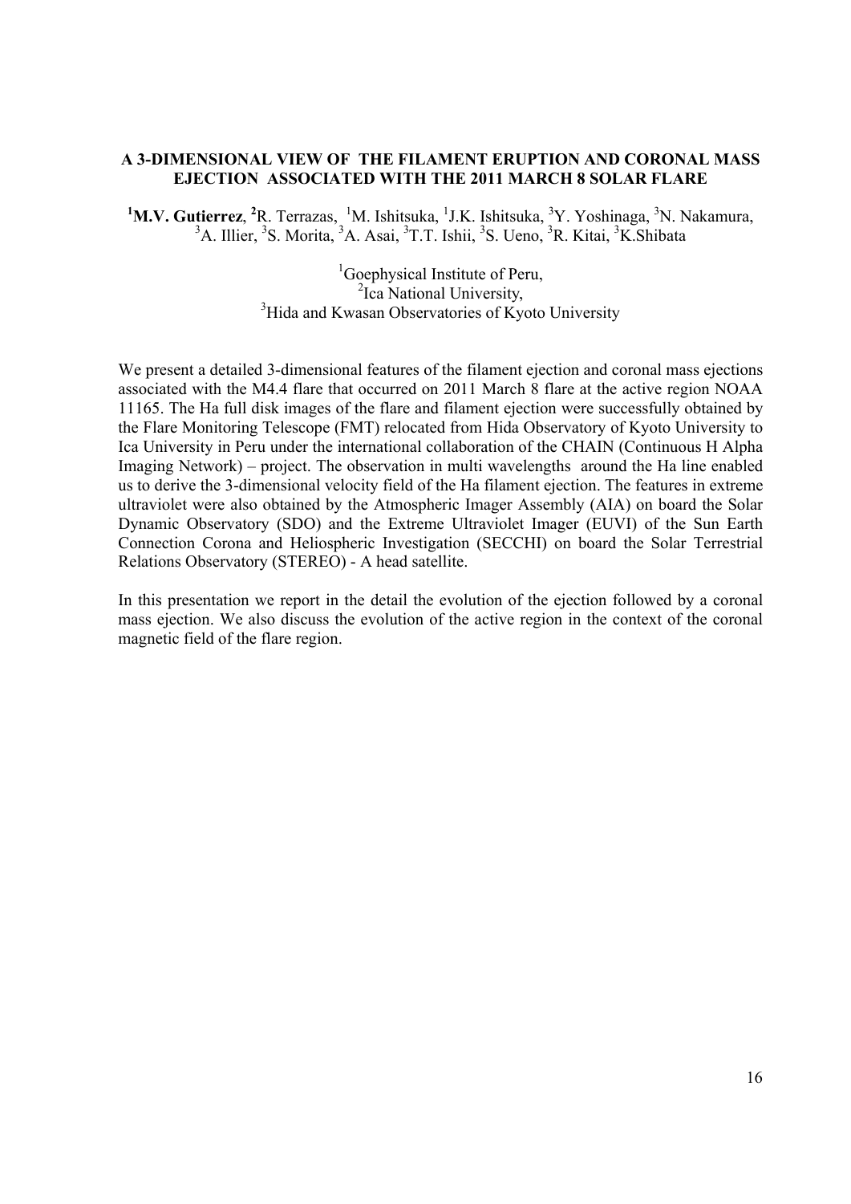## A 3-DIMENSIONAL VIEW OF THE FILAMENT ERUPTION AND CORONAL MASS EJECTION ASSOCIATED WITH THE 2011 MARCH 8 SOLAR FLARE

[1]**M.V. Gutierrez**, [2]R. Terrazas, [1]M. Ishitsuka, [1]J.K. Ishitsuka, [3]Y. Yoshinaga, [3]N. Nakamura, [3]A. Illier, [3]S. Morita, [3]A. Asai, [3]T.T. Ishii, [3]S. Ueno, [3]R. Kitai, [3]K.Shibata

[1]Goephysical Institute of Peru,
[2]Ica National University,
[3]Hida and Kwasan Observatories of Kyoto University

We present a detailed 3-dimensional features of the filament ejection and coronal mass ejections associated with the M4.4 flare that occurred on 2011 March 8 flare at the active region NOAA 11165. The Ha full disk images of the flare and filament ejection were successfully obtained by the Flare Monitoring Telescope (FMT) relocated from Hida Observatory of Kyoto University to Ica University in Peru under the international collaboration of the CHAIN (Continuous H Alpha Imaging Network) – project. The observation in multi wavelengths around the Ha line enabled us to derive the 3-dimensional velocity field of the Ha filament ejection. The features in extreme ultraviolet were also obtained by the Atmospheric Imager Assembly (AIA) on board the Solar Dynamic Observatory (SDO) and the Extreme Ultraviolet Imager (EUVI) of the Sun Earth Connection Corona and Heliospheric Investigation (SECCHI) on board the Solar Terrestrial Relations Observatory (STEREO) - A head satellite.

In this presentation we report in the detail the evolution of the ejection followed by a coronal mass ejection. We also discuss the evolution of the active region in the context of the coronal magnetic field of the flare region.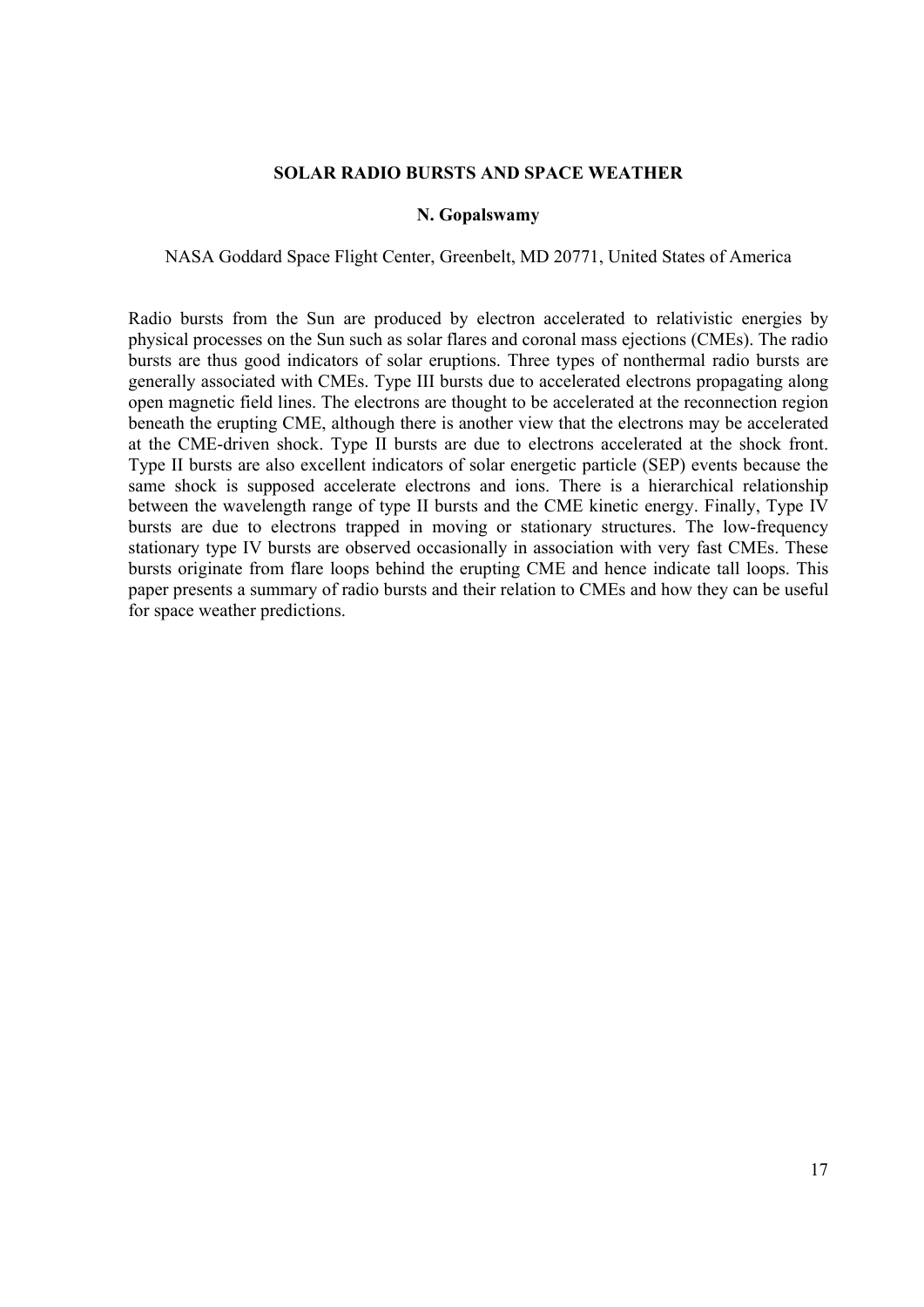## SOLAR RADIO BURSTS AND SPACE WEATHER

**N. Gopalswamy**

NASA Goddard Space Flight Center, Greenbelt, MD 20771, United States of America

Radio bursts from the Sun are produced by electron accelerated to relativistic energies by physical processes on the Sun such as solar flares and coronal mass ejections (CMEs). The radio bursts are thus good indicators of solar eruptions. Three types of nonthermal radio bursts are generally associated with CMEs. Type III bursts due to accelerated electrons propagating along open magnetic field lines. The electrons are thought to be accelerated at the reconnection region beneath the erupting CME, although there is another view that the electrons may be accelerated at the CME-driven shock. Type II bursts are due to electrons accelerated at the shock front. Type II bursts are also excellent indicators of solar energetic particle (SEP) events because the same shock is supposed accelerate electrons and ions. There is a hierarchical relationship between the wavelength range of type II bursts and the CME kinetic energy. Finally, Type IV bursts are due to electrons trapped in moving or stationary structures. The low-frequency stationary type IV bursts are observed occasionally in association with very fast CMEs. These bursts originate from flare loops behind the erupting CME and hence indicate tall loops. This paper presents a summary of radio bursts and their relation to CMEs and how they can be useful for space weather predictions.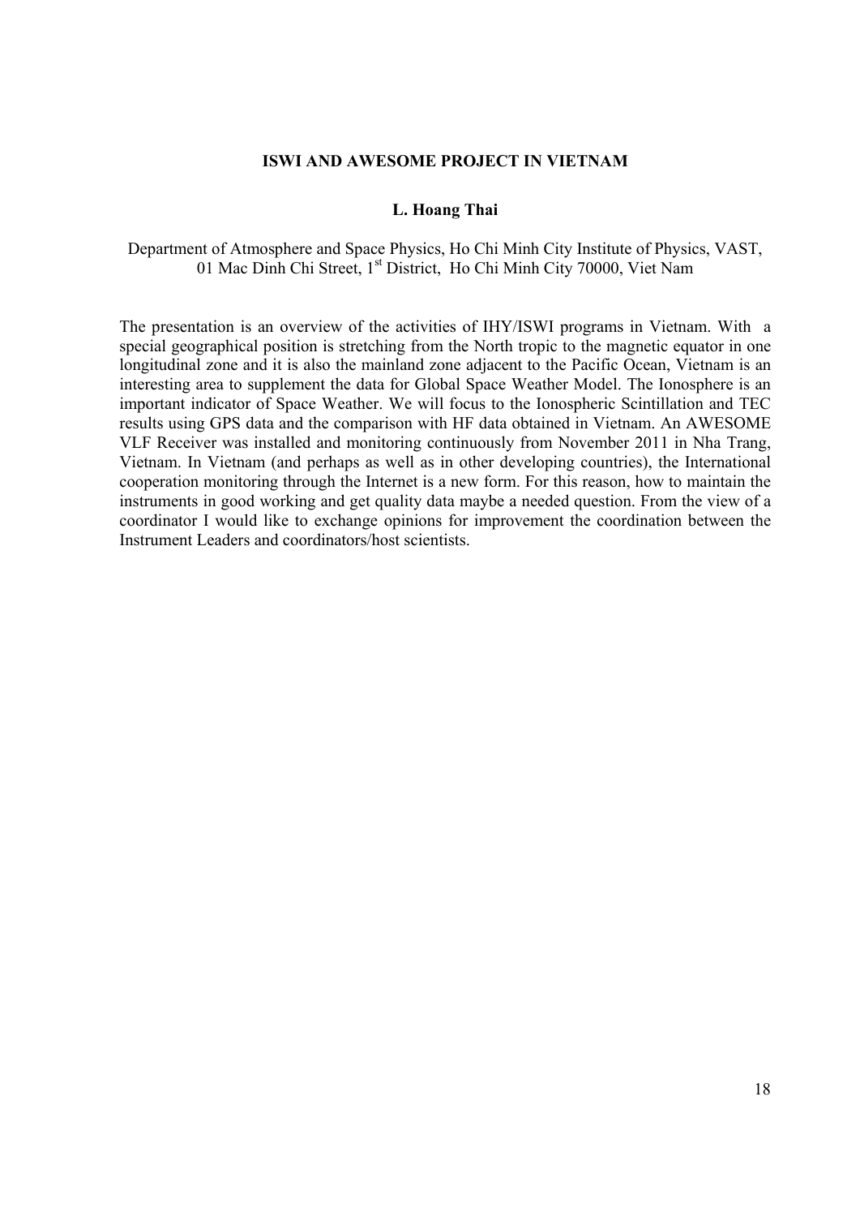## ISWI AND AWESOME PROJECT IN VIETNAM

**L. Hoang Thai**

Department of Atmosphere and Space Physics, Ho Chi Minh City Institute of Physics, VAST, 01 Mac Dinh Chi Street, 1st District, Ho Chi Minh City 70000, Viet Nam

The presentation is an overview of the activities of IHY/ISWI programs in Vietnam. With a special geographical position is stretching from the North tropic to the magnetic equator in one longitudinal zone and it is also the mainland zone adjacent to the Pacific Ocean, Vietnam is an interesting area to supplement the data for Global Space Weather Model. The Ionosphere is an important indicator of Space Weather. We will focus to the Ionospheric Scintillation and TEC results using GPS data and the comparison with HF data obtained in Vietnam. An AWESOME VLF Receiver was installed and monitoring continuously from November 2011 in Nha Trang, Vietnam. In Vietnam (and perhaps as well as in other developing countries), the International cooperation monitoring through the Internet is a new form. For this reason, how to maintain the instruments in good working and get quality data maybe a needed question. From the view of a coordinator I would like to exchange opinions for improvement the coordination between the Instrument Leaders and coordinators/host scientists.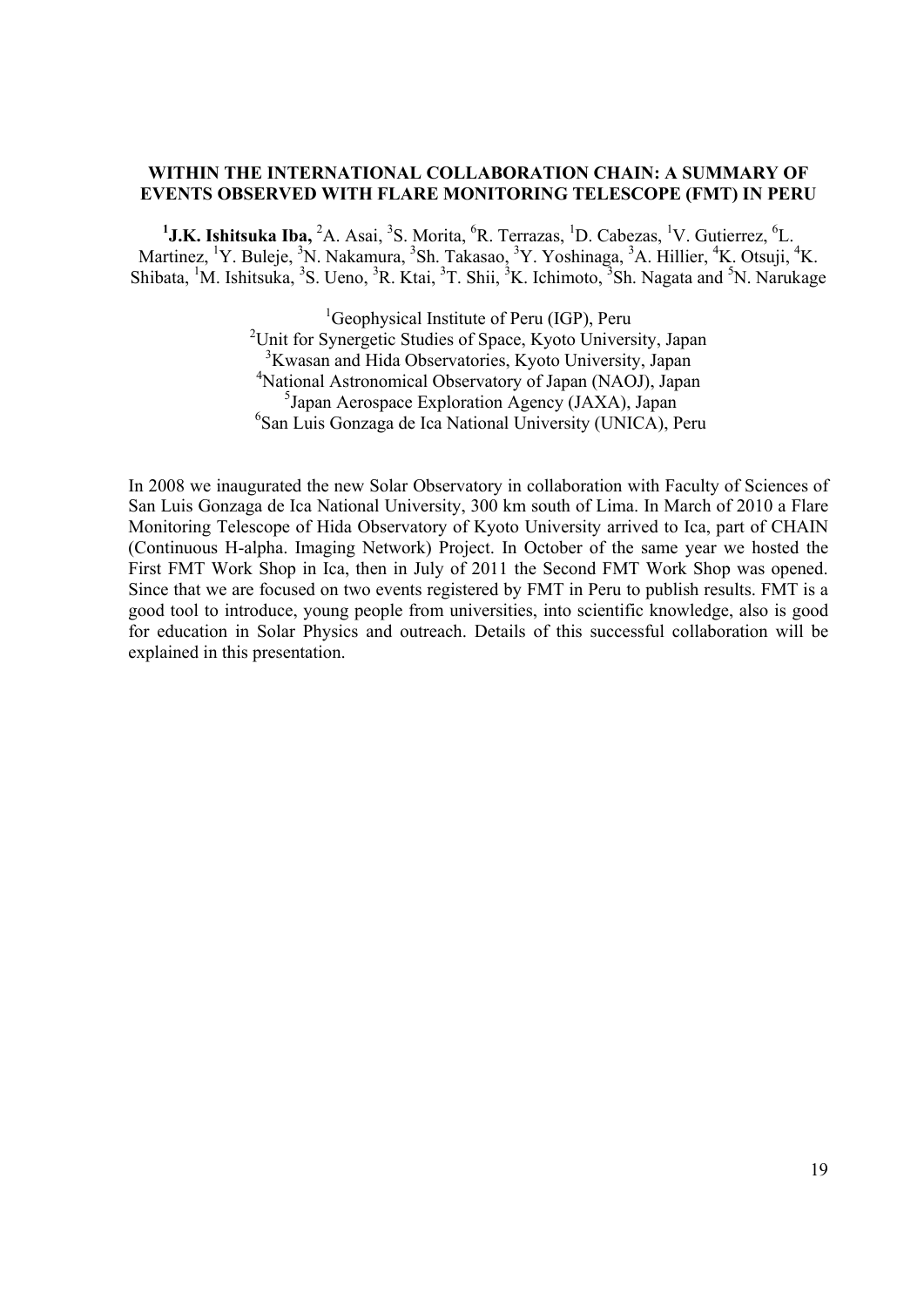### WITHIN THE INTERNATIONAL COLLABORATION CHAIN: A SUMMARY OF EVENTS OBSERVED WITH FLARE MONITORING TELESCOPE (FMT) IN PERU

[1]**J.K. Ishitsuka Iba,** [2]A. Asai, [3]S. Morita, [6]R. Terrazas, [1]D. Cabezas, [1]V. Gutierrez, [6]L. Martinez, [1]Y. Buleje, [3]N. Nakamura, [3]Sh. Takasao, [3]Y. Yoshinaga, [3]A. Hillier, [4]K. Otsuji, [4]K. Shibata, [1]M. Ishitsuka, [3]S. Ueno, [3]R. Ktai, [3]T. Shii, [3]K. Ichimoto, [3]Sh. Nagata and [5]N. Narukage

[1]Geophysical Institute of Peru (IGP), Peru
[2]Unit for Synergetic Studies of Space, Kyoto University, Japan
[3]Kwasan and Hida Observatories, Kyoto University, Japan
[4]National Astronomical Observatory of Japan (NAOJ), Japan
[5]Japan Aerospace Exploration Agency (JAXA), Japan
[6]San Luis Gonzaga de Ica National University (UNICA), Peru

In 2008 we inaugurated the new Solar Observatory in collaboration with Faculty of Sciences of San Luis Gonzaga de Ica National University, 300 km south of Lima. In March of 2010 a Flare Monitoring Telescope of Hida Observatory of Kyoto University arrived to Ica, part of CHAIN (Continuous H-alpha. Imaging Network) Project. In October of the same year we hosted the First FMT Work Shop in Ica, then in July of 2011 the Second FMT Work Shop was opened. Since that we are focused on two events registered by FMT in Peru to publish results. FMT is a good tool to introduce, young people from universities, into scientific knowledge, also is good for education in Solar Physics and outreach. Details of this successful collaboration will be explained in this presentation.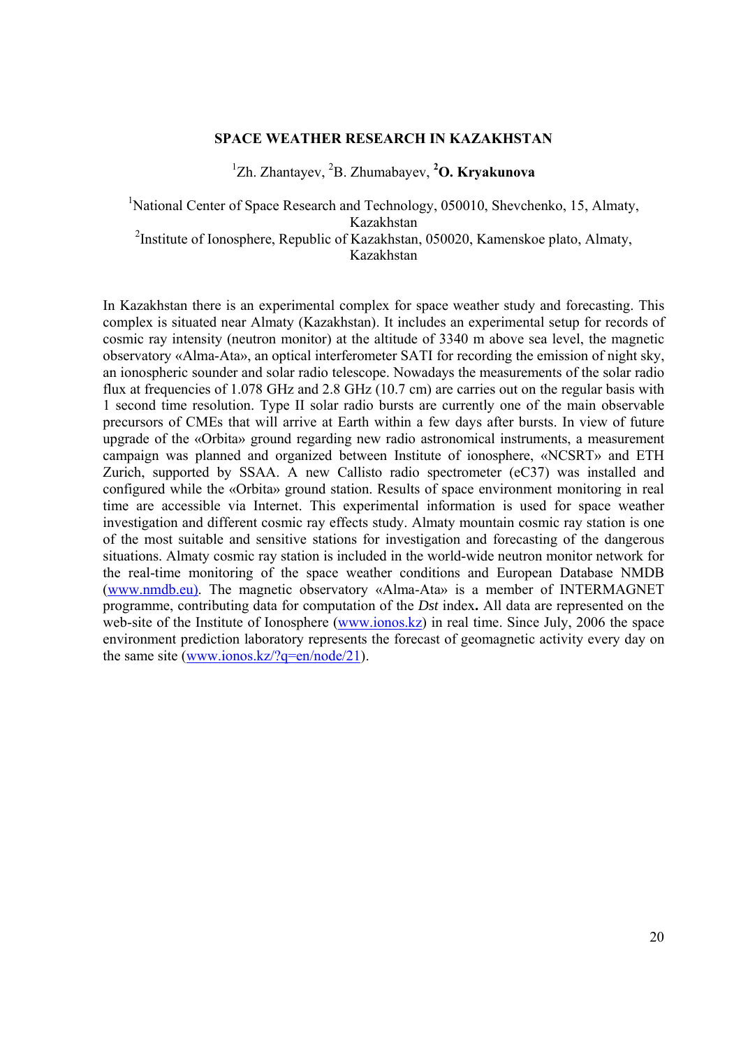# SPACE WEATHER RESEARCH IN KAZAKHSTAN

[1]Zh. Zhantayev, [2]B. Zhumabayev, **[2]O. Kryakunova**

[1]National Center of Space Research and Technology, 050010, Shevchenko, 15, Almaty, Kazakhstan
[2]Institute of Ionosphere, Republic of Kazakhstan, 050020, Kamenskoe plato, Almaty, Kazakhstan

In Kazakhstan there is an experimental complex for space weather study and forecasting. This complex is situated near Almaty (Kazakhstan). It includes an experimental setup for records of cosmic ray intensity (neutron monitor) at the altitude of 3340 m above sea level, the magnetic observatory «Alma-Ata», an optical interferometer SATI for recording the emission of night sky, an ionospheric sounder and solar radio telescope. Nowadays the measurements of the solar radio flux at frequencies of 1.078 GHz and 2.8 GHz (10.7 cm) are carries out on the regular basis with 1 second time resolution. Type II solar radio bursts are currently one of the main observable precursors of CMEs that will arrive at Earth within a few days after bursts. In view of future upgrade of the «Orbita» ground regarding new radio astronomical instruments, a measurement campaign was planned and organized between Institute of ionosphere, «NCSRT» and ETH Zurich, supported by SSAA. A new Callisto radio spectrometer (eC37) was installed and configured while the «Orbita» ground station. Results of space environment monitoring in real time are accessible via Internet. This experimental information is used for space weather investigation and different cosmic ray effects study. Almaty mountain cosmic ray station is one of the most suitable and sensitive stations for investigation and forecasting of the dangerous situations. Almaty cosmic ray station is included in the world-wide neutron monitor network for the real-time monitoring of the space weather conditions and European Database NMDB (www.nmdb.eu). The magnetic observatory «Alma-Ata» is a member of INTERMAGNET programme, contributing data for computation of the *Dst* index**.** All data are represented on the web-site of the Institute of Ionosphere (www.ionos.kz) in real time. Since July, 2006 the space environment prediction laboratory represents the forecast of geomagnetic activity every day on the same site (www.ionos.kz/?q=en/node/21).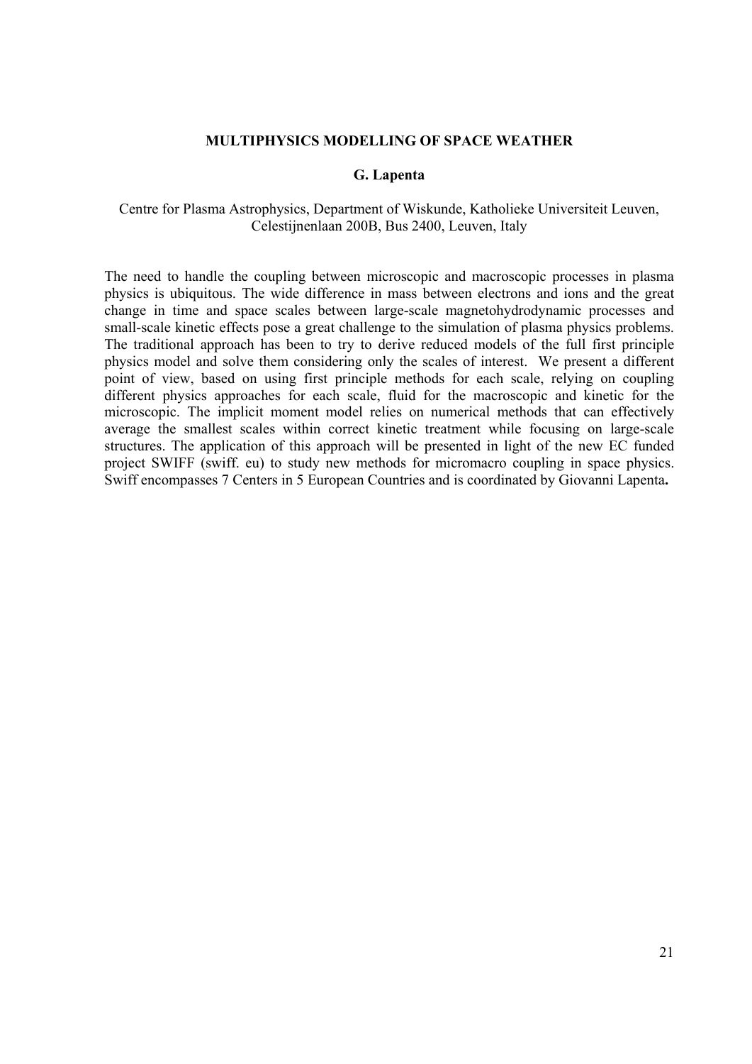## MULTIPHYSICS MODELLING OF SPACE WEATHER

**G. Lapenta**

Centre for Plasma Astrophysics, Department of Wiskunde, Katholieke Universiteit Leuven, Celestijnenlaan 200B, Bus 2400, Leuven, Italy

The need to handle the coupling between microscopic and macroscopic processes in plasma physics is ubiquitous. The wide difference in mass between electrons and ions and the great change in time and space scales between large-scale magnetohydrodynamic processes and small-scale kinetic effects pose a great challenge to the simulation of plasma physics problems. The traditional approach has been to try to derive reduced models of the full first principle physics model and solve them considering only the scales of interest. We present a different point of view, based on using first principle methods for each scale, relying on coupling different physics approaches for each scale, fluid for the macroscopic and kinetic for the microscopic. The implicit moment model relies on numerical methods that can effectively average the smallest scales within correct kinetic treatment while focusing on large-scale structures. The application of this approach will be presented in light of the new EC funded project SWIFF (swiff. eu) to study new methods for micromacro coupling in space physics. Swiff encompasses 7 Centers in 5 European Countries and is coordinated by Giovanni Lapenta**.**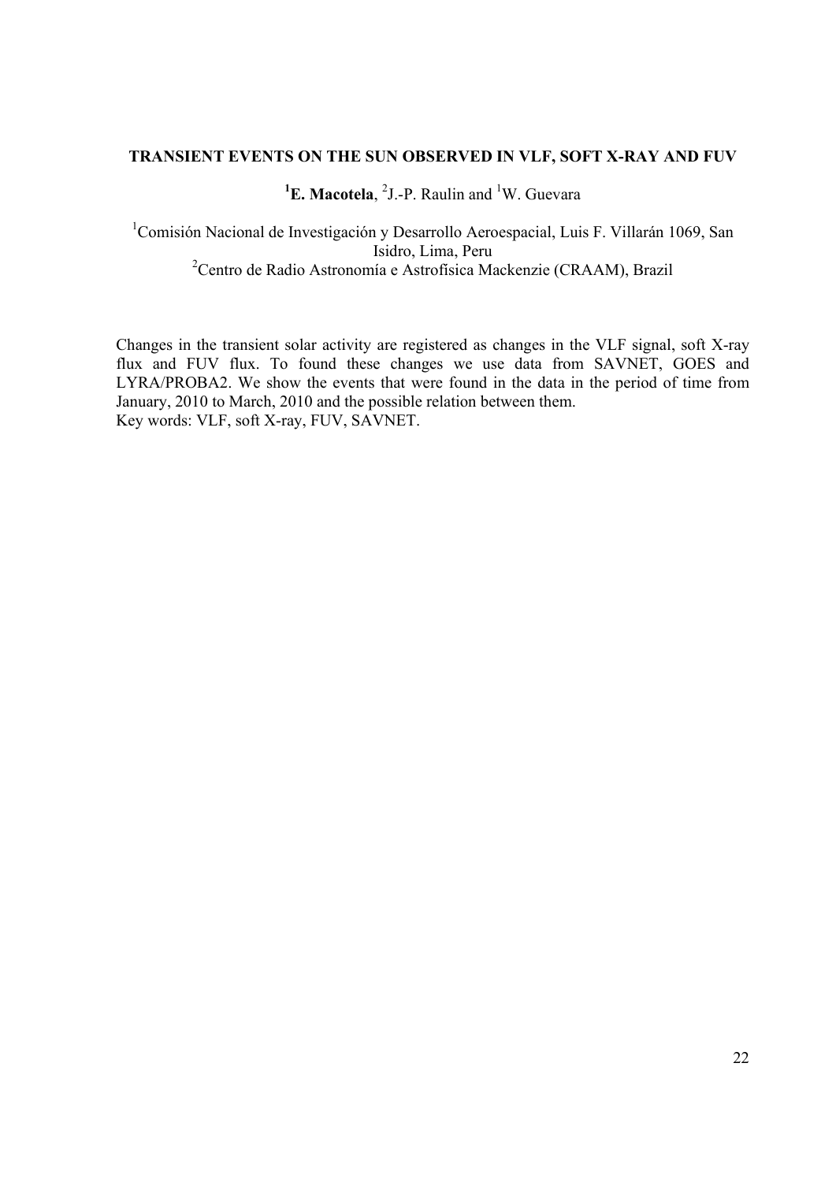## TRANSIENT EVENTS ON THE SUN OBSERVED IN VLF, SOFT X-RAY AND FUV

[1]**E. Macotela**, [2]J.-P. Raulin and [1]W. Guevara

[1]Comisión Nacional de Investigación y Desarrollo Aeroespacial, Luis F. Villarán 1069, San Isidro, Lima, Peru

[2]Centro de Radio Astronomía e Astrofísica Mackenzie (CRAAM), Brazil

Changes in the transient solar activity are registered as changes in the VLF signal, soft X-ray flux and FUV flux. To found these changes we use data from SAVNET, GOES and LYRA/PROBA2. We show the events that were found in the data in the period of time from January, 2010 to March, 2010 and the possible relation between them.

Key words: VLF, soft X-ray, FUV, SAVNET.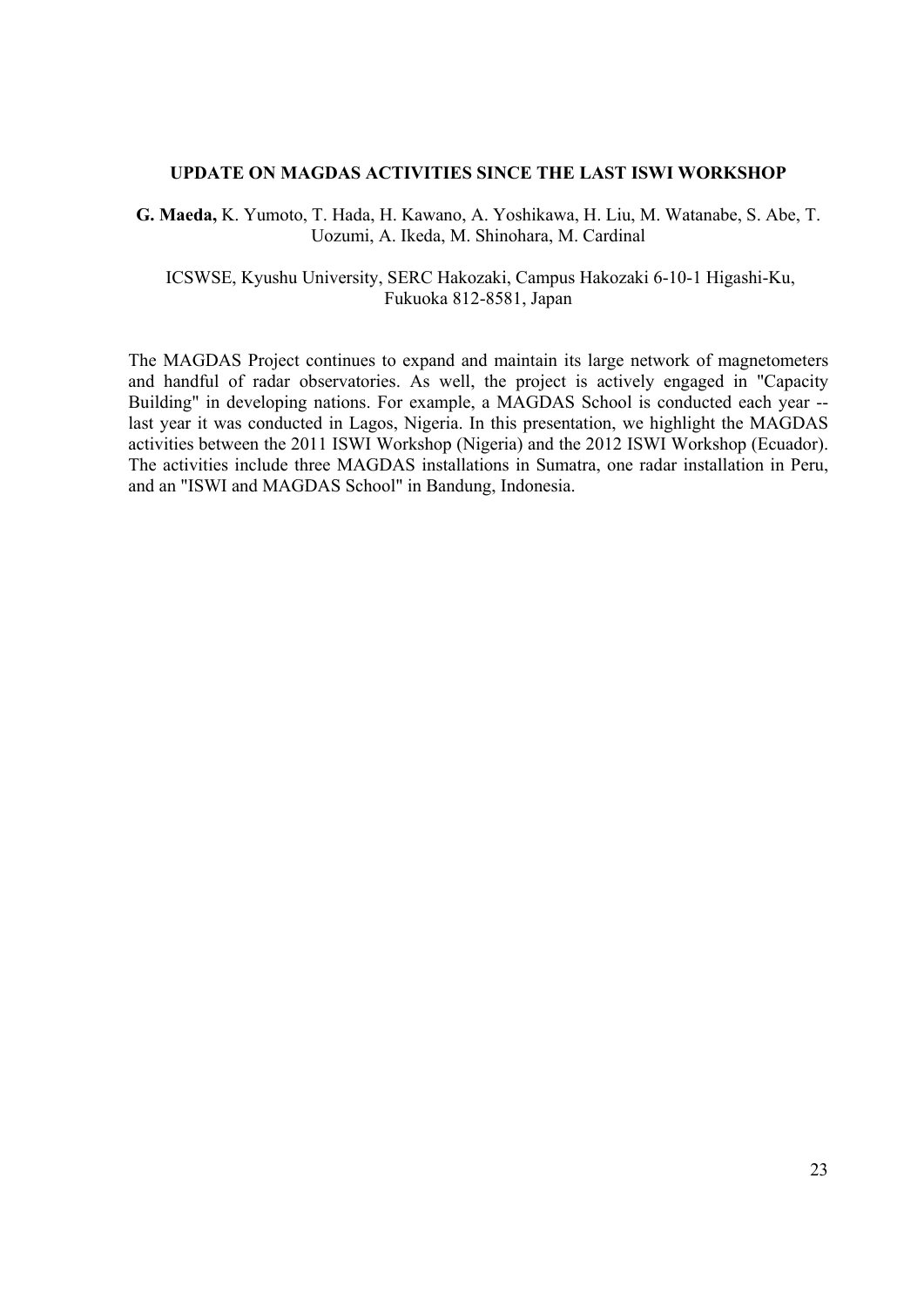## UPDATE ON MAGDAS ACTIVITIES SINCE THE LAST ISWI WORKSHOP

**G. Maeda,** K. Yumoto, T. Hada, H. Kawano, A. Yoshikawa, H. Liu, M. Watanabe, S. Abe, T. Uozumi, A. Ikeda, M. Shinohara, M. Cardinal

ICSWSE, Kyushu University, SERC Hakozaki, Campus Hakozaki 6-10-1 Higashi-Ku, Fukuoka 812-8581, Japan

The MAGDAS Project continues to expand and maintain its large network of magnetometers and handful of radar observatories. As well, the project is actively engaged in "Capacity Building" in developing nations. For example, a MAGDAS School is conducted each year -- last year it was conducted in Lagos, Nigeria. In this presentation, we highlight the MAGDAS activities between the 2011 ISWI Workshop (Nigeria) and the 2012 ISWI Workshop (Ecuador). The activities include three MAGDAS installations in Sumatra, one radar installation in Peru, and an "ISWI and MAGDAS School" in Bandung, Indonesia.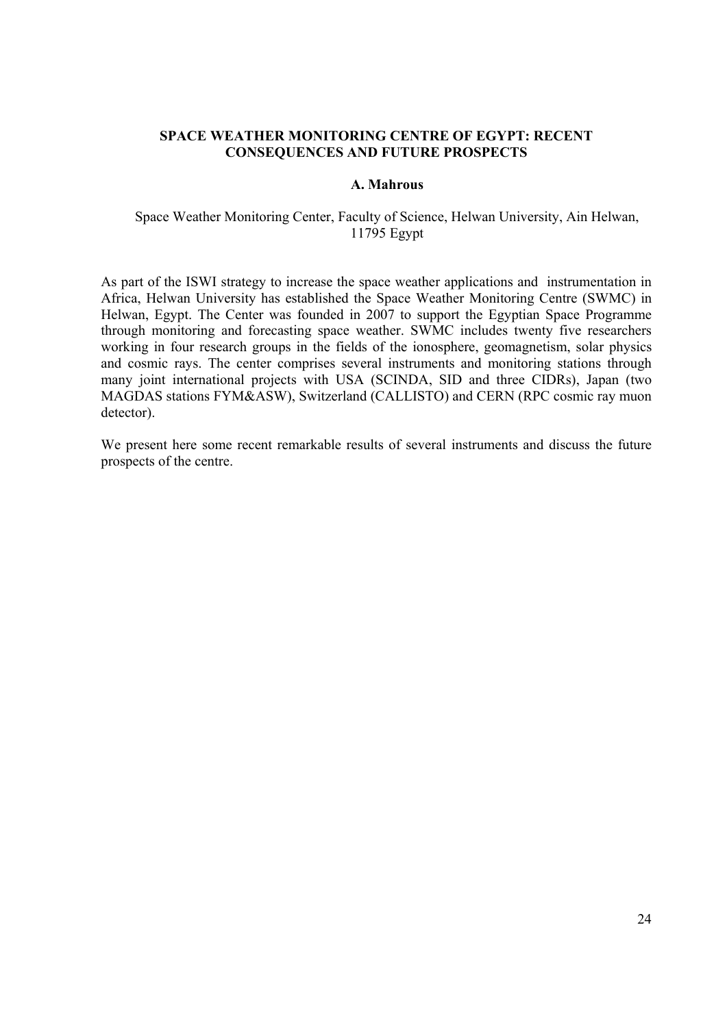## SPACE WEATHER MONITORING CENTRE OF EGYPT: RECENT CONSEQUENCES AND FUTURE PROSPECTS

**A. Mahrous**

Space Weather Monitoring Center, Faculty of Science, Helwan University, Ain Helwan, 11795 Egypt

As part of the ISWI strategy to increase the space weather applications and instrumentation in Africa, Helwan University has established the Space Weather Monitoring Centre (SWMC) in Helwan, Egypt. The Center was founded in 2007 to support the Egyptian Space Programme through monitoring and forecasting space weather. SWMC includes twenty five researchers working in four research groups in the fields of the ionosphere, geomagnetism, solar physics and cosmic rays. The center comprises several instruments and monitoring stations through many joint international projects with USA (SCINDA, SID and three CIDRs), Japan (two MAGDAS stations FYM&ASW), Switzerland (CALLISTO) and CERN (RPC cosmic ray muon detector).

We present here some recent remarkable results of several instruments and discuss the future prospects of the centre.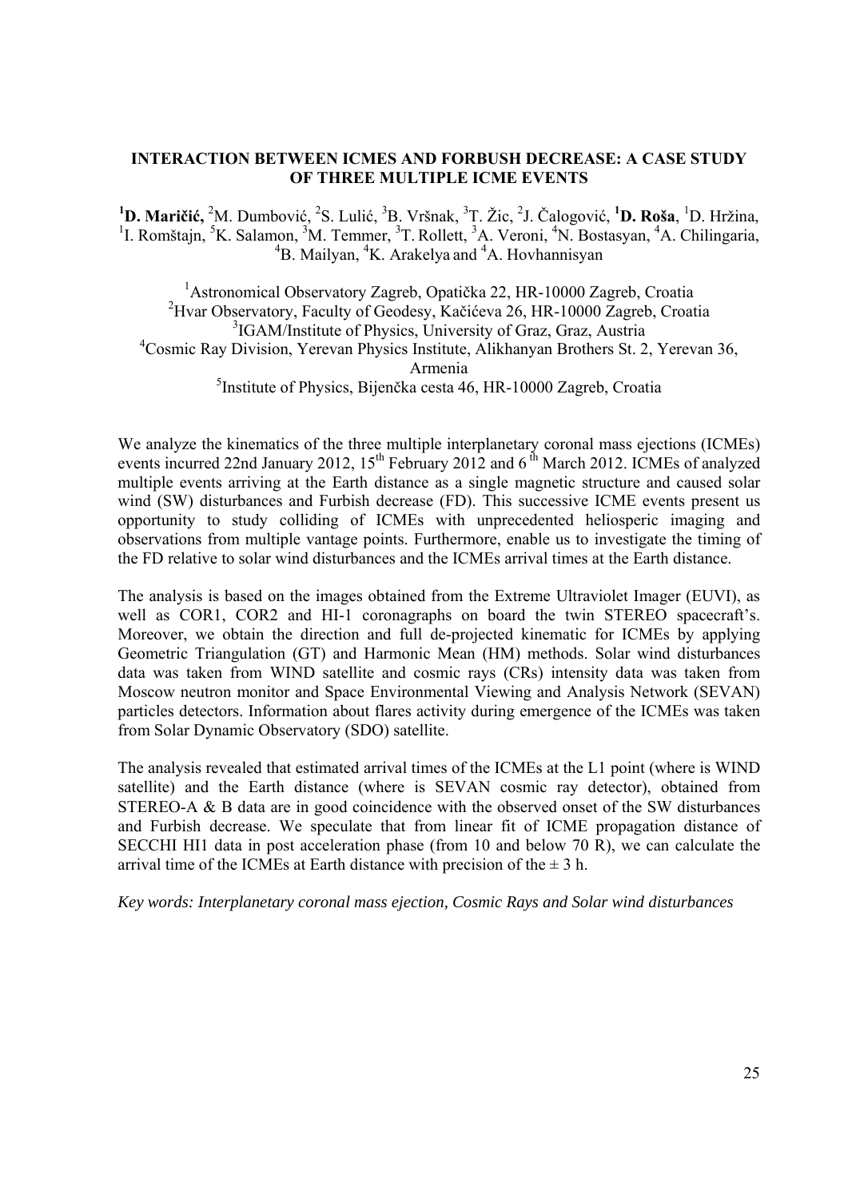## INTERACTION BETWEEN ICMES AND FORBUSH DECREASE: A CASE STUDY OF THREE MULTIPLE ICME EVENTS

[1]**D. Maričić,** [2]M. Dumbović, [2]S. Lulić, [3]B. Vršnak, [3]T. Žic, [2]J. Čalogović, [1]**D. Roša**, [1]D. Hržina, [1]I. Romštajn, [5]K. Salamon, [3]M. Temmer, [3]T. Rollett, [3]A. Veroni, [4]N. Bostasyan, [4]A. Chilingaria, [4]B. Mailyan, [4]K. Arakelya and [4]A. Hovhannisyan

[1]Astronomical Observatory Zagreb, Opatička 22, HR-10000 Zagreb, Croatia
[2]Hvar Observatory, Faculty of Geodesy, Kačićeva 26, HR-10000 Zagreb, Croatia
[3]IGAM/Institute of Physics, University of Graz, Graz, Austria
[4]Cosmic Ray Division, Yerevan Physics Institute, Alikhanyan Brothers St. 2, Yerevan 36, Armenia
[5]Institute of Physics, Bijenčka cesta 46, HR-10000 Zagreb, Croatia

We analyze the kinematics of the three multiple interplanetary coronal mass ejections (ICMEs) events incurred 22nd January 2012, 15th February 2012 and 6th March 2012. ICMEs of analyzed multiple events arriving at the Earth distance as a single magnetic structure and caused solar wind (SW) disturbances and Furbish decrease (FD). This successive ICME events present us opportunity to study colliding of ICMEs with unprecedented heliosperic imaging and observations from multiple vantage points. Furthermore, enable us to investigate the timing of the FD relative to solar wind disturbances and the ICMEs arrival times at the Earth distance.

The analysis is based on the images obtained from the Extreme Ultraviolet Imager (EUVI), as well as COR1, COR2 and HI-1 coronagraphs on board the twin STEREO spacecraft's. Moreover, we obtain the direction and full de-projected kinematic for ICMEs by applying Geometric Triangulation (GT) and Harmonic Mean (HM) methods. Solar wind disturbances data was taken from WIND satellite and cosmic rays (CRs) intensity data was taken from Moscow neutron monitor and Space Environmental Viewing and Analysis Network (SEVAN) particles detectors. Information about flares activity during emergence of the ICMEs was taken from Solar Dynamic Observatory (SDO) satellite.

The analysis revealed that estimated arrival times of the ICMEs at the L1 point (where is WIND satellite) and the Earth distance (where is SEVAN cosmic ray detector), obtained from STEREO-A & B data are in good coincidence with the observed onset of the SW disturbances and Furbish decrease. We speculate that from linear fit of ICME propagation distance of SECCHI HI1 data in post acceleration phase (from 10 and below 70 R), we can calculate the arrival time of the ICMEs at Earth distance with precision of the ± 3 h.

*Key words: Interplanetary coronal mass ejection, Cosmic Rays and Solar wind disturbances*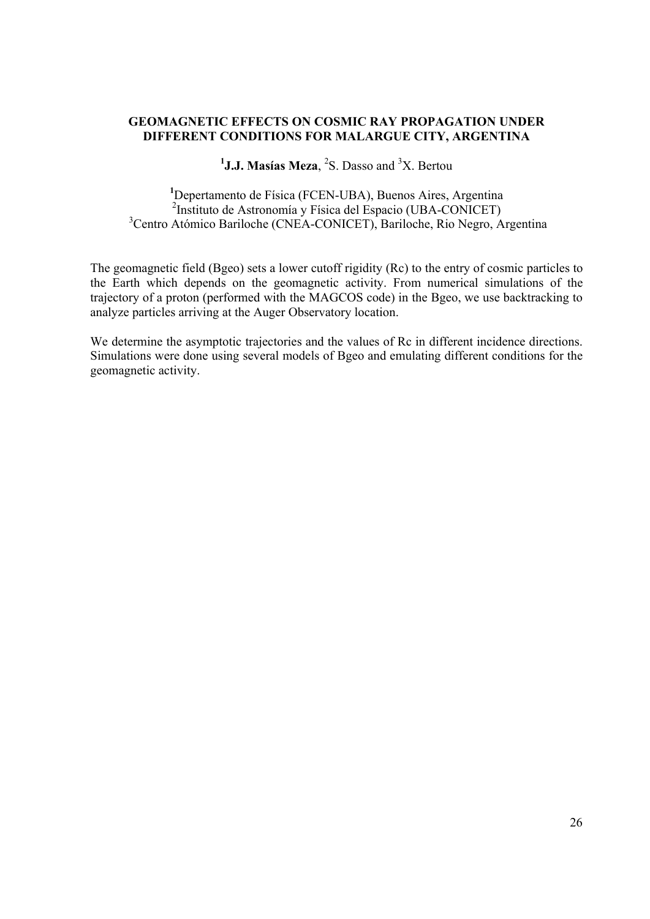## GEOMAGNETIC EFFECTS ON COSMIC RAY PROPAGATION UNDER DIFFERENT CONDITIONS FOR MALARGUE CITY, ARGENTINA

[1]**J.J. Masías Meza**, [2]S. Dasso and [3]X. Bertou

[1]Depertamento de Física (FCEN-UBA), Buenos Aires, Argentina
[2]Instituto de Astronomía y Física del Espacio (UBA-CONICET)
[3]Centro Atómico Bariloche (CNEA-CONICET), Bariloche, Rio Negro, Argentina

The geomagnetic field (Bgeo) sets a lower cutoff rigidity (Rc) to the entry of cosmic particles to the Earth which depends on the geomagnetic activity. From numerical simulations of the trajectory of a proton (performed with the MAGCOS code) in the Bgeo, we use backtracking to analyze particles arriving at the Auger Observatory location.

We determine the asymptotic trajectories and the values of Rc in different incidence directions. Simulations were done using several models of Bgeo and emulating different conditions for the geomagnetic activity.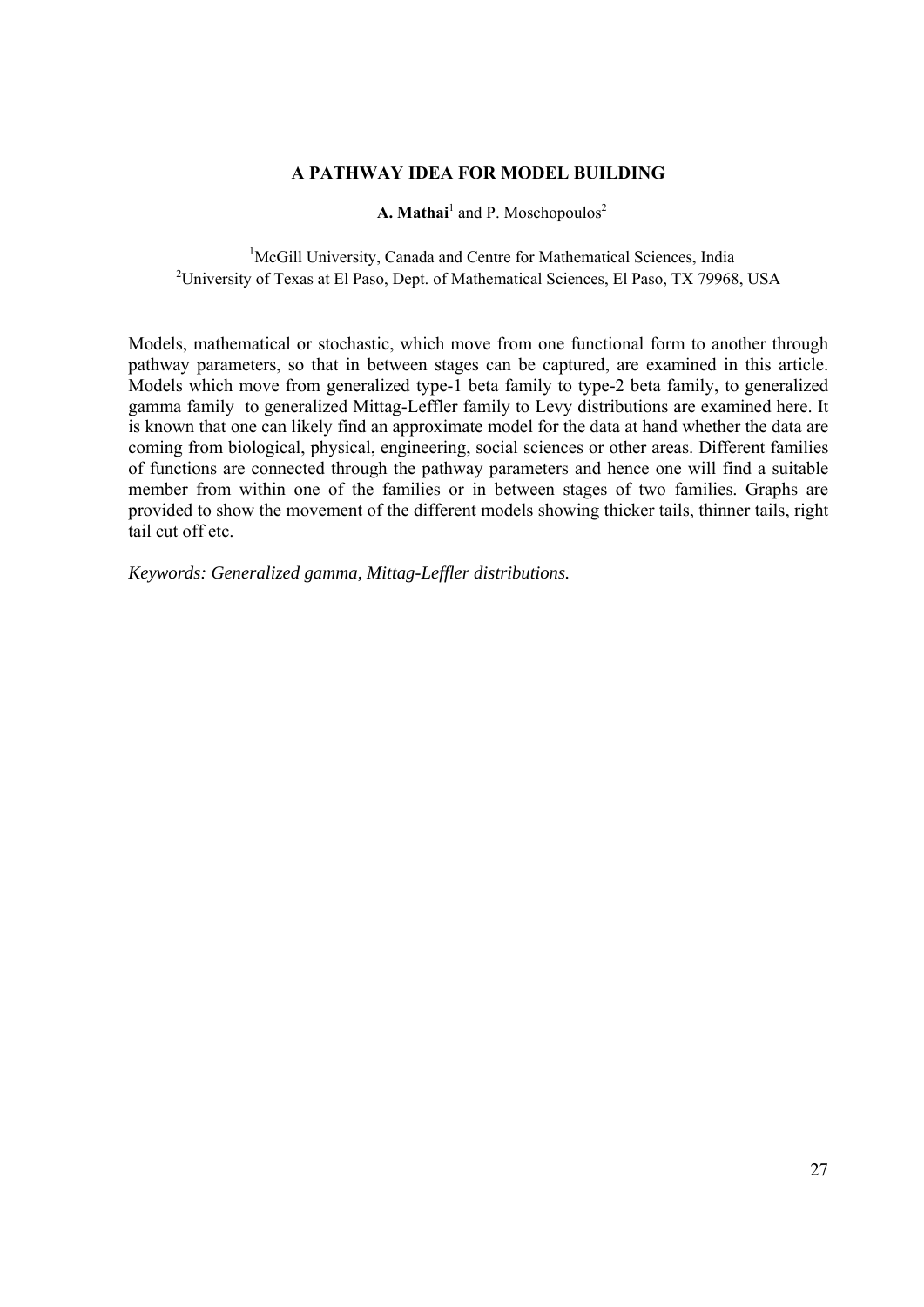# A PATHWAY IDEA FOR MODEL BUILDING

**A. Mathai**[1] and P. Moschopoulos[2]

[1]McGill University, Canada and Centre for Mathematical Sciences, India
[2]University of Texas at El Paso, Dept. of Mathematical Sciences, El Paso, TX 79968, USA

Models, mathematical or stochastic, which move from one functional form to another through pathway parameters, so that in between stages can be captured, are examined in this article. Models which move from generalized type-1 beta family to type-2 beta family, to generalized gamma family to generalized Mittag-Leffler family to Levy distributions are examined here. It is known that one can likely find an approximate model for the data at hand whether the data are coming from biological, physical, engineering, social sciences or other areas. Different families of functions are connected through the pathway parameters and hence one will find a suitable member from within one of the families or in between stages of two families. Graphs are provided to show the movement of the different models showing thicker tails, thinner tails, right tail cut off etc.

*Keywords: Generalized gamma, Mittag-Leffler distributions.*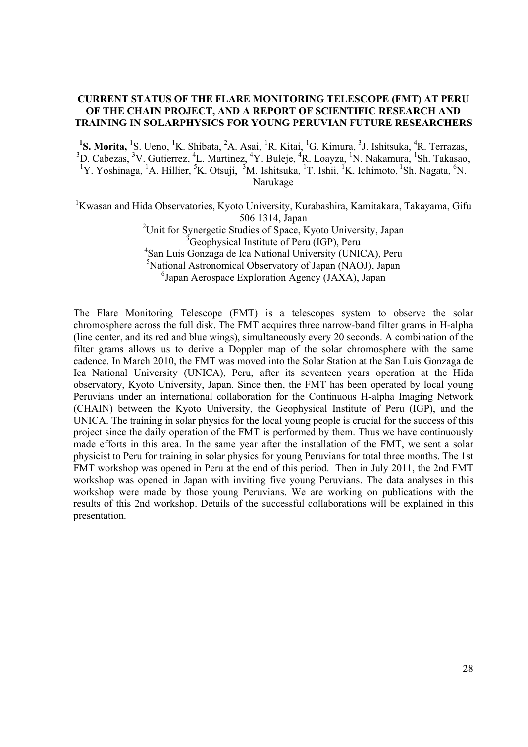## CURRENT STATUS OF THE FLARE MONITORING TELESCOPE (FMT) AT PERU OF THE CHAIN PROJECT, AND A REPORT OF SCIENTIFIC RESEARCH AND TRAINING IN SOLARPHYSICS FOR YOUNG PERUVIAN FUTURE RESEARCHERS

[1]**S. Morita,** [1]S. Ueno, [1]K. Shibata, [2]A. Asai, [1]R. Kitai, [1]G. Kimura, [3]J. Ishitsuka, [4]R. Terrazas, [3]D. Cabezas, [3]V. Gutierrez, [4]L. Martinez, [4]Y. Buleje, [4]R. Loayza, [1]N. Nakamura, [1]Sh. Takasao, [1]Y. Yoshinaga, [1]A. Hillier, [5]K. Otsuji, [3]M. Ishitsuka, [1]T. Ishii, [1]K. Ichimoto, [1]Sh. Nagata, [6]N. Narukage

[1]Kwasan and Hida Observatories, Kyoto University, Kurabashira, Kamitakara, Takayama, Gifu 506 1314, Japan
[2]Unit for Synergetic Studies of Space, Kyoto University, Japan
[3]Geophysical Institute of Peru (IGP), Peru
[4]San Luis Gonzaga de Ica National University (UNICA), Peru
[5]National Astronomical Observatory of Japan (NAOJ), Japan
[6]Japan Aerospace Exploration Agency (JAXA), Japan

The Flare Monitoring Telescope (FMT) is a telescopes system to observe the solar chromosphere across the full disk. The FMT acquires three narrow-band filter grams in H-alpha (line center, and its red and blue wings), simultaneously every 20 seconds. A combination of the filter grams allows us to derive a Doppler map of the solar chromosphere with the same cadence. In March 2010, the FMT was moved into the Solar Station at the San Luis Gonzaga de Ica National University (UNICA), Peru, after its seventeen years operation at the Hida observatory, Kyoto University, Japan. Since then, the FMT has been operated by local young Peruvians under an international collaboration for the Continuous H-alpha Imaging Network (CHAIN) between the Kyoto University, the Geophysical Institute of Peru (IGP), and the UNICA. The training in solar physics for the local young people is crucial for the success of this project since the daily operation of the FMT is performed by them. Thus we have continuously made efforts in this area. In the same year after the installation of the FMT, we sent a solar physicist to Peru for training in solar physics for young Peruvians for total three months. The 1st FMT workshop was opened in Peru at the end of this period. Then in July 2011, the 2nd FMT workshop was opened in Japan with inviting five young Peruvians. The data analyses in this workshop were made by those young Peruvians. We are working on publications with the results of this 2nd workshop. Details of the successful collaborations will be explained in this presentation.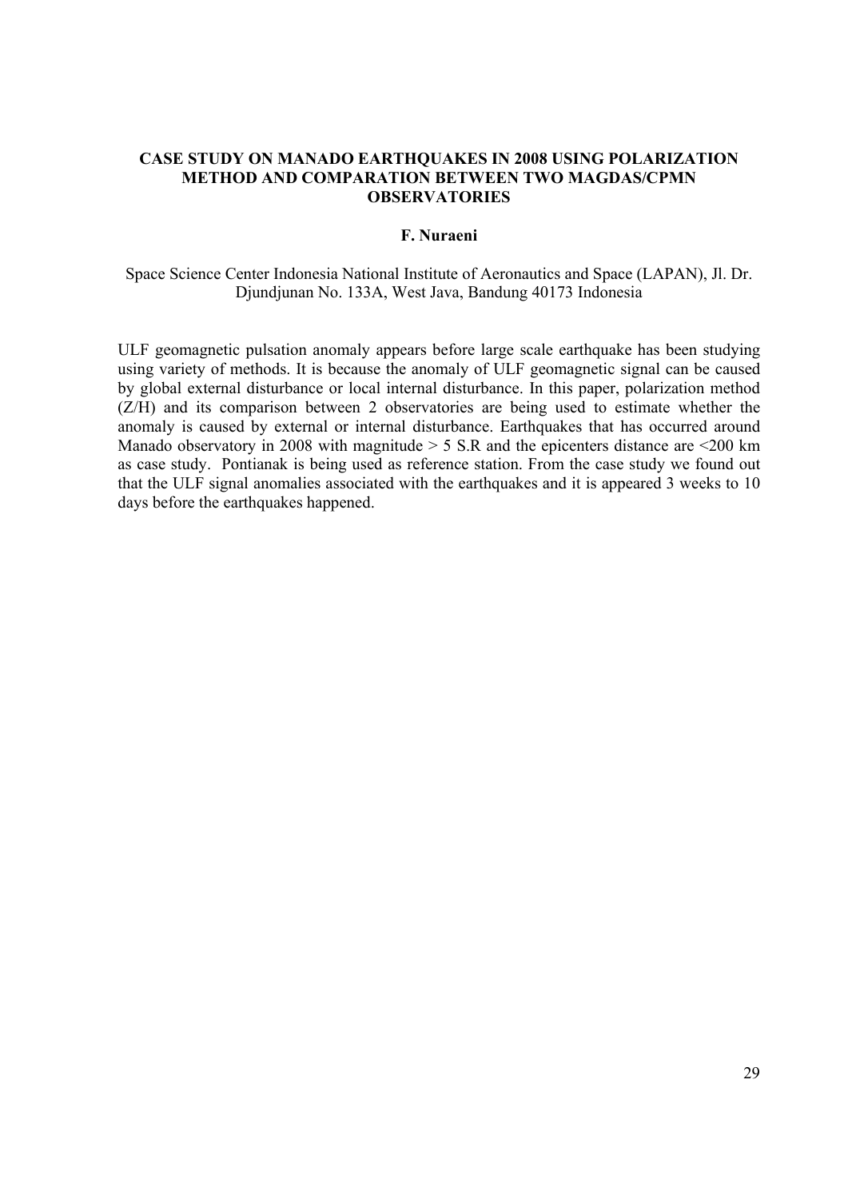# CASE STUDY ON MANADO EARTHQUAKES IN 2008 USING POLARIZATION METHOD AND COMPARATION BETWEEN TWO MAGDAS/CPMN OBSERVATORIES

**F. Nuraeni**

Space Science Center Indonesia National Institute of Aeronautics and Space (LAPAN), Jl. Dr. Djundjunan No. 133A, West Java, Bandung 40173 Indonesia

ULF geomagnetic pulsation anomaly appears before large scale earthquake has been studying using variety of methods. It is because the anomaly of ULF geomagnetic signal can be caused by global external disturbance or local internal disturbance. In this paper, polarization method (Z/H) and its comparison between 2 observatories are being used to estimate whether the anomaly is caused by external or internal disturbance. Earthquakes that has occurred around Manado observatory in 2008 with magnitude > 5 S.R and the epicenters distance are <200 km as case study. Pontianak is being used as reference station. From the case study we found out that the ULF signal anomalies associated with the earthquakes and it is appeared 3 weeks to 10 days before the earthquakes happened.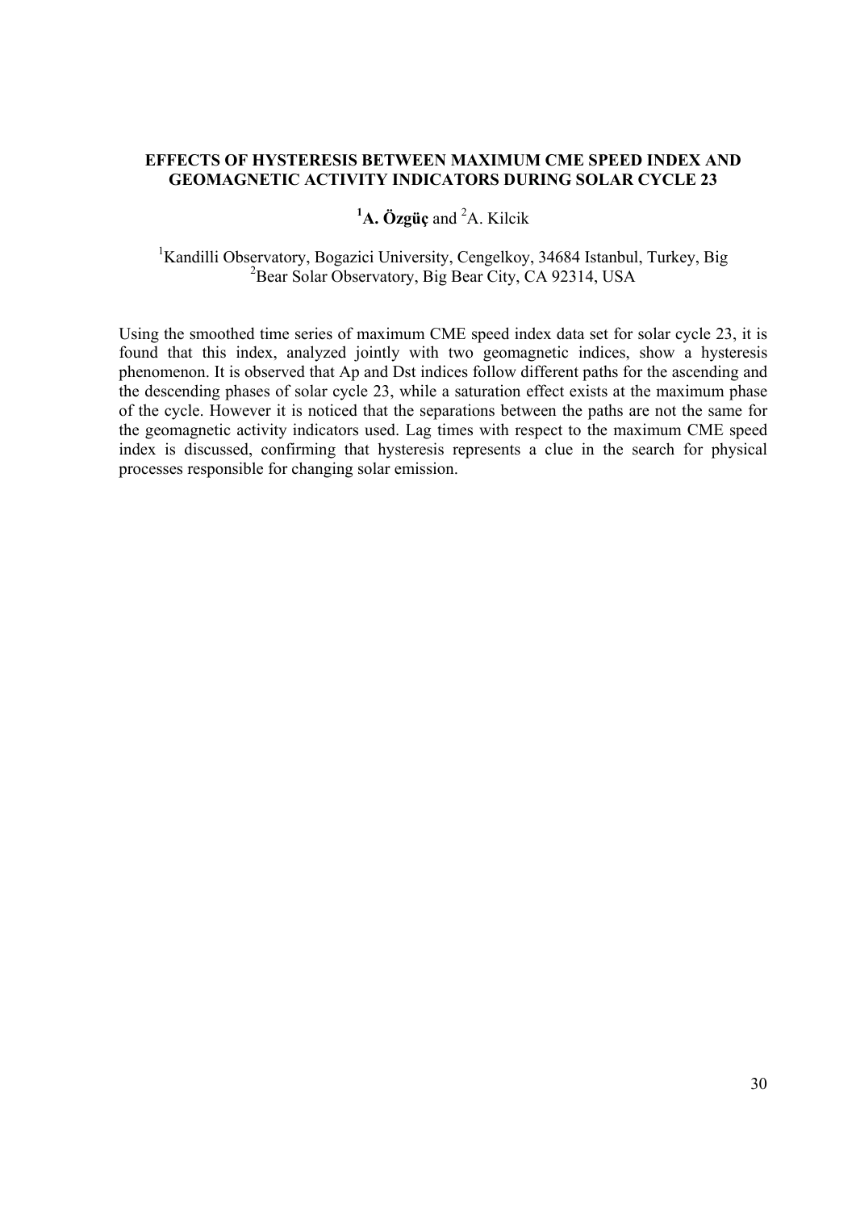## EFFECTS OF HYSTERESIS BETWEEN MAXIMUM CME SPEED INDEX AND GEOMAGNETIC ACTIVITY INDICATORS DURING SOLAR CYCLE 23

[1]**A. Özgüç** and [2]A. Kilcik

[1]Kandilli Observatory, Bogazici University, Cengelkoy, 34684 Istanbul, Turkey, Big
[2]Bear Solar Observatory, Big Bear City, CA 92314, USA

Using the smoothed time series of maximum CME speed index data set for solar cycle 23, it is found that this index, analyzed jointly with two geomagnetic indices, show a hysteresis phenomenon. It is observed that Ap and Dst indices follow different paths for the ascending and the descending phases of solar cycle 23, while a saturation effect exists at the maximum phase of the cycle. However it is noticed that the separations between the paths are not the same for the geomagnetic activity indicators used. Lag times with respect to the maximum CME speed index is discussed, confirming that hysteresis represents a clue in the search for physical processes responsible for changing solar emission.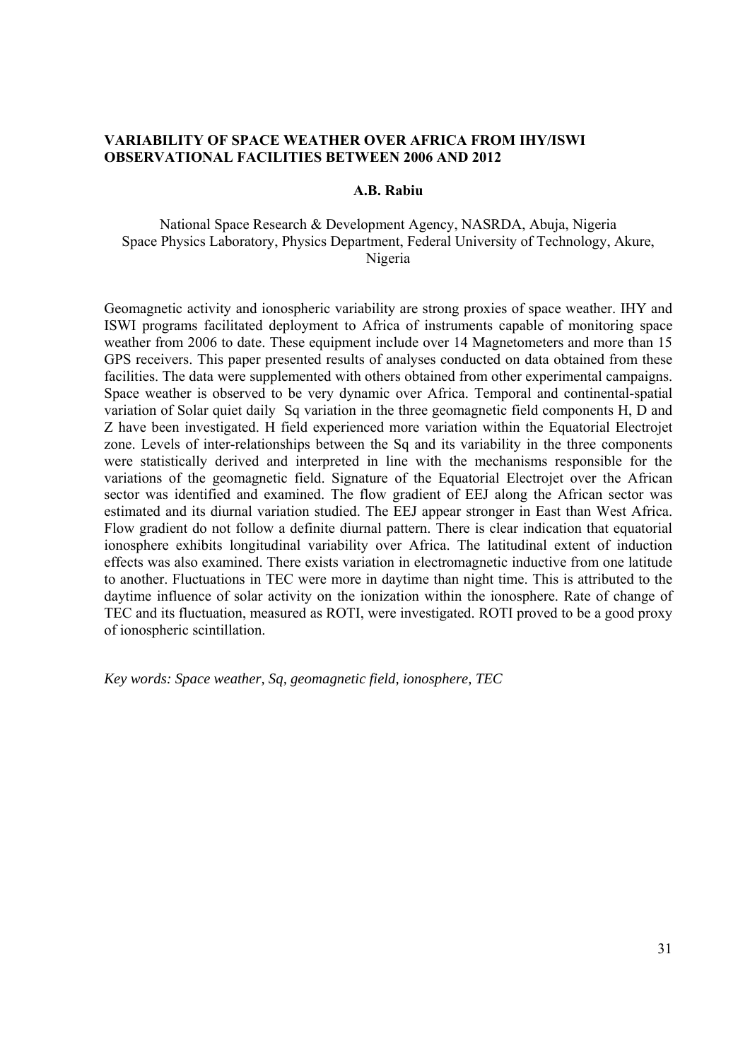## VARIABILITY OF SPACE WEATHER OVER AFRICA FROM IHY/ISWI OBSERVATIONAL FACILITIES BETWEEN 2006 AND 2012

**A.B. Rabiu**

National Space Research & Development Agency, NASRDA, Abuja, Nigeria
Space Physics Laboratory, Physics Department, Federal University of Technology, Akure, Nigeria

Geomagnetic activity and ionospheric variability are strong proxies of space weather. IHY and ISWI programs facilitated deployment to Africa of instruments capable of monitoring space weather from 2006 to date. These equipment include over 14 Magnetometers and more than 15 GPS receivers. This paper presented results of analyses conducted on data obtained from these facilities. The data were supplemented with others obtained from other experimental campaigns. Space weather is observed to be very dynamic over Africa. Temporal and continental-spatial variation of Solar quiet daily Sq variation in the three geomagnetic field components H, D and Z have been investigated. H field experienced more variation within the Equatorial Electrojet zone. Levels of inter-relationships between the Sq and its variability in the three components were statistically derived and interpreted in line with the mechanisms responsible for the variations of the geomagnetic field. Signature of the Equatorial Electrojet over the African sector was identified and examined. The flow gradient of EEJ along the African sector was estimated and its diurnal variation studied. The EEJ appear stronger in East than West Africa. Flow gradient do not follow a definite diurnal pattern. There is clear indication that equatorial ionosphere exhibits longitudinal variability over Africa. The latitudinal extent of induction effects was also examined. There exists variation in electromagnetic inductive from one latitude to another. Fluctuations in TEC were more in daytime than night time. This is attributed to the daytime influence of solar activity on the ionization within the ionosphere. Rate of change of TEC and its fluctuation, measured as ROTI, were investigated. ROTI proved to be a good proxy of ionospheric scintillation.

*Key words: Space weather, Sq, geomagnetic field, ionosphere, TEC*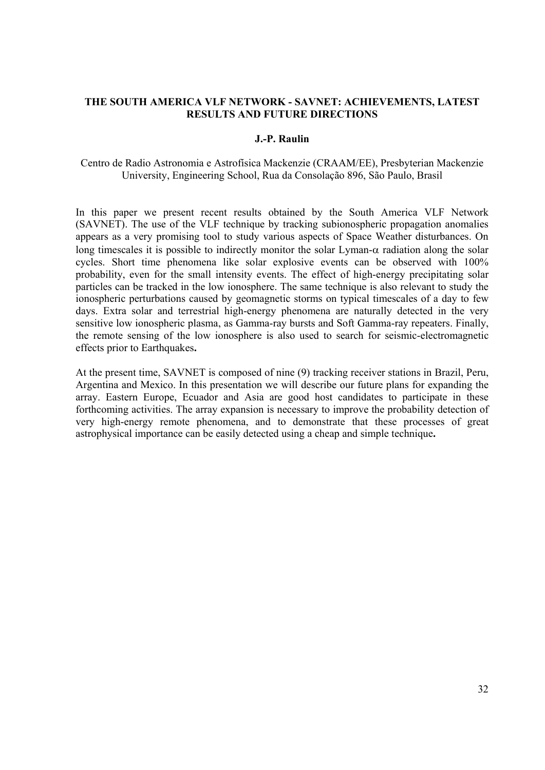## THE SOUTH AMERICA VLF NETWORK - SAVNET: ACHIEVEMENTS, LATEST RESULTS AND FUTURE DIRECTIONS

**J.-P. Raulin**

Centro de Radio Astronomia e Astrofísica Mackenzie (CRAAM/EE), Presbyterian Mackenzie University, Engineering School, Rua da Consolação 896, São Paulo, Brasil

In this paper we present recent results obtained by the South America VLF Network (SAVNET). The use of the VLF technique by tracking subionospheric propagation anomalies appears as a very promising tool to study various aspects of Space Weather disturbances. On long timescales it is possible to indirectly monitor the solar Lyman-$\alpha$ radiation along the solar cycles. Short time phenomena like solar explosive events can be observed with 100% probability, even for the small intensity events. The effect of high-energy precipitating solar particles can be tracked in the low ionosphere. The same technique is also relevant to study the ionospheric perturbations caused by geomagnetic storms on typical timescales of a day to few days. Extra solar and terrestrial high-energy phenomena are naturally detected in the very sensitive low ionospheric plasma, as Gamma-ray bursts and Soft Gamma-ray repeaters. Finally, the remote sensing of the low ionosphere is also used to search for seismic-electromagnetic effects prior to Earthquakes**.**

At the present time, SAVNET is composed of nine (9) tracking receiver stations in Brazil, Peru, Argentina and Mexico. In this presentation we will describe our future plans for expanding the array. Eastern Europe, Ecuador and Asia are good host candidates to participate in these forthcoming activities. The array expansion is necessary to improve the probability detection of very high-energy remote phenomena, and to demonstrate that these processes of great astrophysical importance can be easily detected using a cheap and simple technique**.**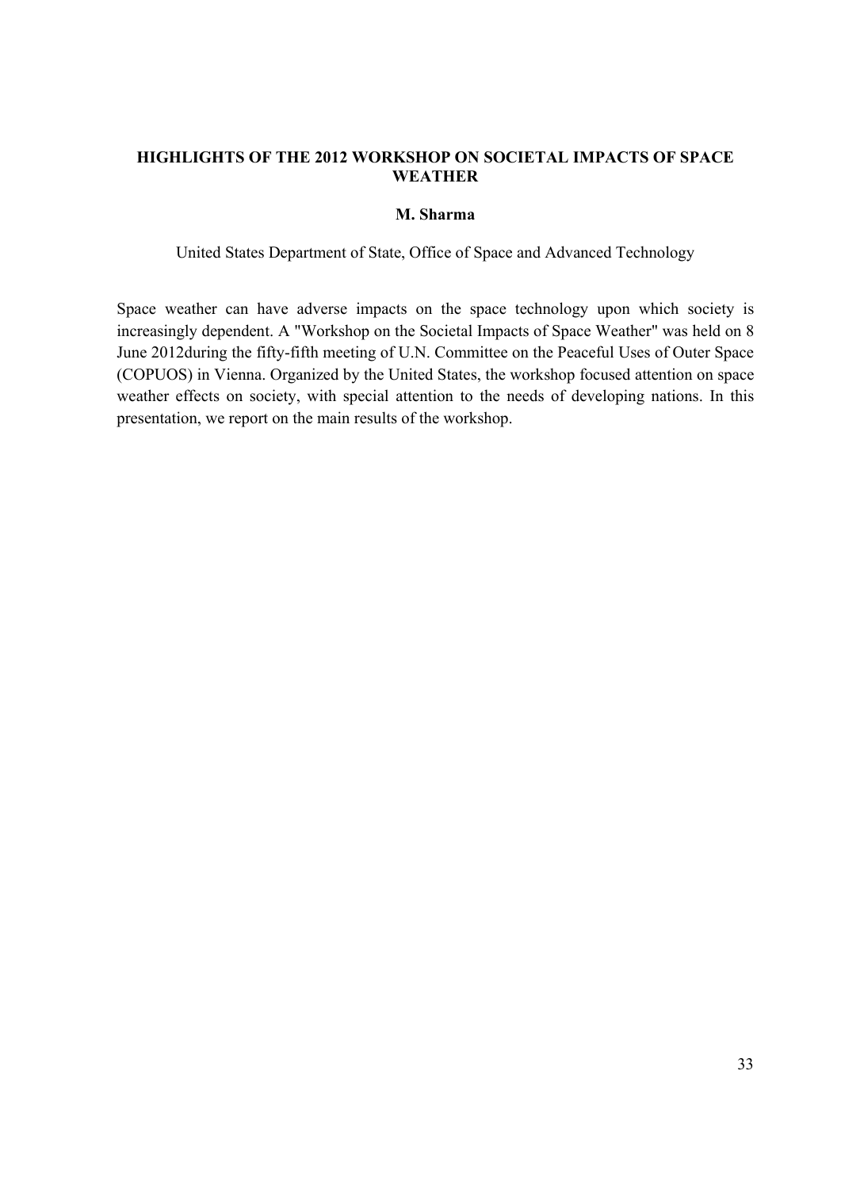# HIGHLIGHTS OF THE 2012 WORKSHOP ON SOCIETAL IMPACTS OF SPACE WEATHER

**M. Sharma**

United States Department of State, Office of Space and Advanced Technology

Space weather can have adverse impacts on the space technology upon which society is increasingly dependent. A "Workshop on the Societal Impacts of Space Weather" was held on 8 June 2012during the fifty-fifth meeting of U.N. Committee on the Peaceful Uses of Outer Space (COPUOS) in Vienna. Organized by the United States, the workshop focused attention on space weather effects on society, with special attention to the needs of developing nations. In this presentation, we report on the main results of the workshop.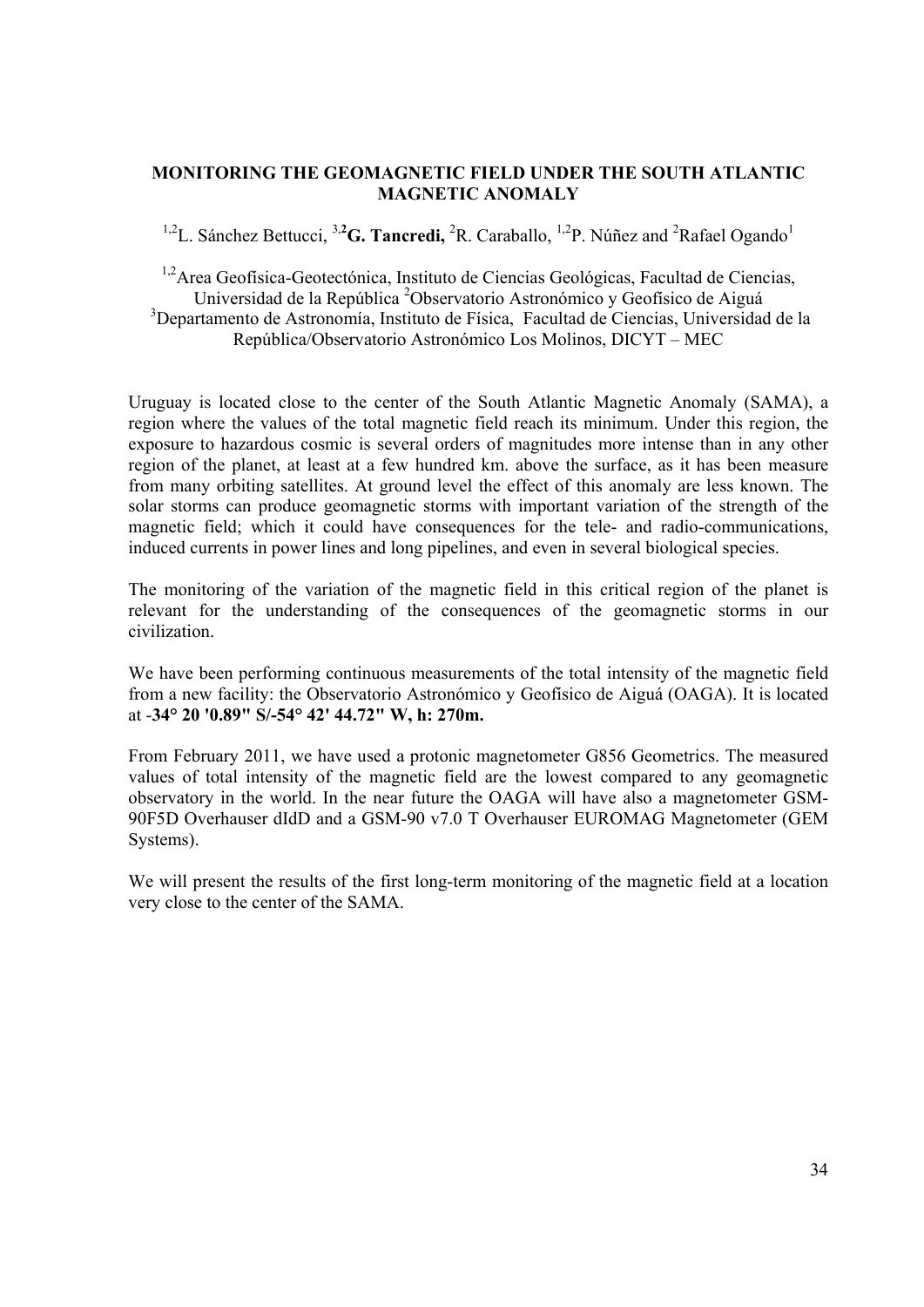## MONITORING THE GEOMAGNETIC FIELD UNDER THE SOUTH ATLANTIC MAGNETIC ANOMALY

[1,2]L. Sánchez Bettucci, [3,2]**G. Tancredi,** [2]R. Caraballo, [1,2]P. Núñez and [2]Rafael Ogando[1]

[1,2]Area Geofísica-Geotectónica, Instituto de Ciencias Geológicas, Facultad de Ciencias, Universidad de la República [2]Observatorio Astronómico y Geofísico de Aiguá
[3]Departamento de Astronomía, Instituto de Física, Facultad de Ciencias, Universidad de la República/Observatorio Astronómico Los Molinos, DICYT – MEC

Uruguay is located close to the center of the South Atlantic Magnetic Anomaly (SAMA), a region where the values of the total magnetic field reach its minimum. Under this region, the exposure to hazardous cosmic is several orders of magnitudes more intense than in any other region of the planet, at least at a few hundred km. above the surface, as it has been measure from many orbiting satellites. At ground level the effect of this anomaly are less known. The solar storms can produce geomagnetic storms with important variation of the strength of the magnetic field; which it could have consequences for the tele- and radio-communications, induced currents in power lines and long pipelines, and even in several biological species.

The monitoring of the variation of the magnetic field in this critical region of the planet is relevant for the understanding of the consequences of the geomagnetic storms in our civilization.

We have been performing continuous measurements of the total intensity of the magnetic field from a new facility: the Observatorio Astronómico y Geofísico de Aiguá (OAGA). It is located at -**34° 20 '0.89" S/-54° 42' 44.72" W, h: 270m.**

From February 2011, we have used a protonic magnetometer G856 Geometrics. The measured values of total intensity of the magnetic field are the lowest compared to any geomagnetic observatory in the world. In the near future the OAGA will have also a magnetometer GSM-90F5D Overhauser dIdD and a GSM-90 v7.0 T Overhauser EUROMAG Magnetometer (GEM Systems).

We will present the results of the first long-term monitoring of the magnetic field at a location very close to the center of the SAMA.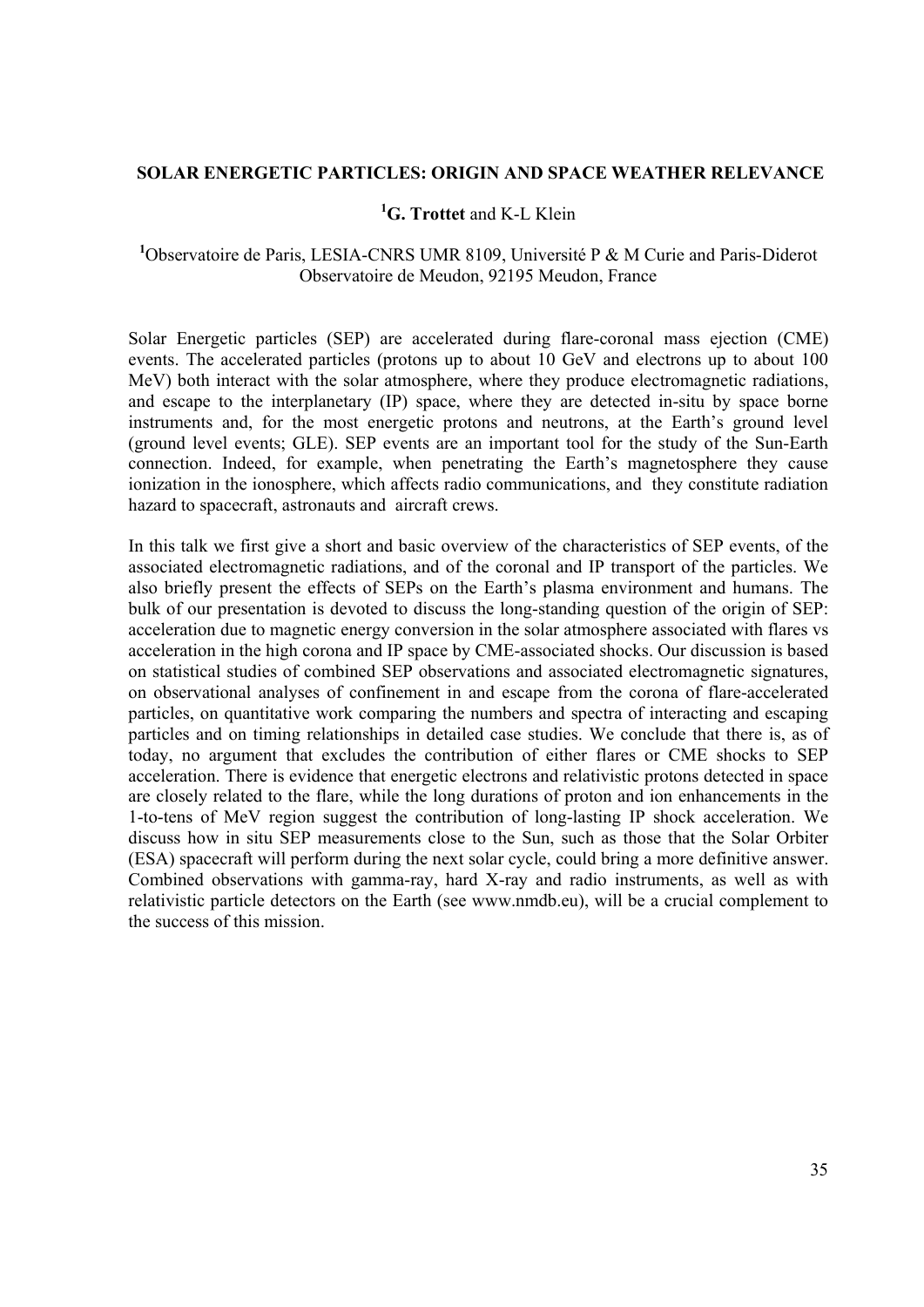**SOLAR ENERGETIC PARTICLES: ORIGIN AND SPACE WEATHER RELEVANCE**

[1]**G. Trottet** and K-L Klein

[1]Observatoire de Paris, LESIA-CNRS UMR 8109, Université P & M Curie and Paris-Diderot Observatoire de Meudon, 92195 Meudon, France

Solar Energetic particles (SEP) are accelerated during flare-coronal mass ejection (CME) events. The accelerated particles (protons up to about 10 GeV and electrons up to about 100 MeV) both interact with the solar atmosphere, where they produce electromagnetic radiations, and escape to the interplanetary (IP) space, where they are detected in-situ by space borne instruments and, for the most energetic protons and neutrons, at the Earth's ground level (ground level events; GLE). SEP events are an important tool for the study of the Sun-Earth connection. Indeed, for example, when penetrating the Earth's magnetosphere they cause ionization in the ionosphere, which affects radio communications, and they constitute radiation hazard to spacecraft, astronauts and aircraft crews.

In this talk we first give a short and basic overview of the characteristics of SEP events, of the associated electromagnetic radiations, and of the coronal and IP transport of the particles. We also briefly present the effects of SEPs on the Earth's plasma environment and humans. The bulk of our presentation is devoted to discuss the long-standing question of the origin of SEP: acceleration due to magnetic energy conversion in the solar atmosphere associated with flares vs acceleration in the high corona and IP space by CME-associated shocks. Our discussion is based on statistical studies of combined SEP observations and associated electromagnetic signatures, on observational analyses of confinement in and escape from the corona of flare-accelerated particles, on quantitative work comparing the numbers and spectra of interacting and escaping particles and on timing relationships in detailed case studies. We conclude that there is, as of today, no argument that excludes the contribution of either flares or CME shocks to SEP acceleration. There is evidence that energetic electrons and relativistic protons detected in space are closely related to the flare, while the long durations of proton and ion enhancements in the 1-to-tens of MeV region suggest the contribution of long-lasting IP shock acceleration. We discuss how in situ SEP measurements close to the Sun, such as those that the Solar Orbiter (ESA) spacecraft will perform during the next solar cycle, could bring a more definitive answer. Combined observations with gamma-ray, hard X-ray and radio instruments, as well as with relativistic particle detectors on the Earth (see www.nmdb.eu), will be a crucial complement to the success of this mission.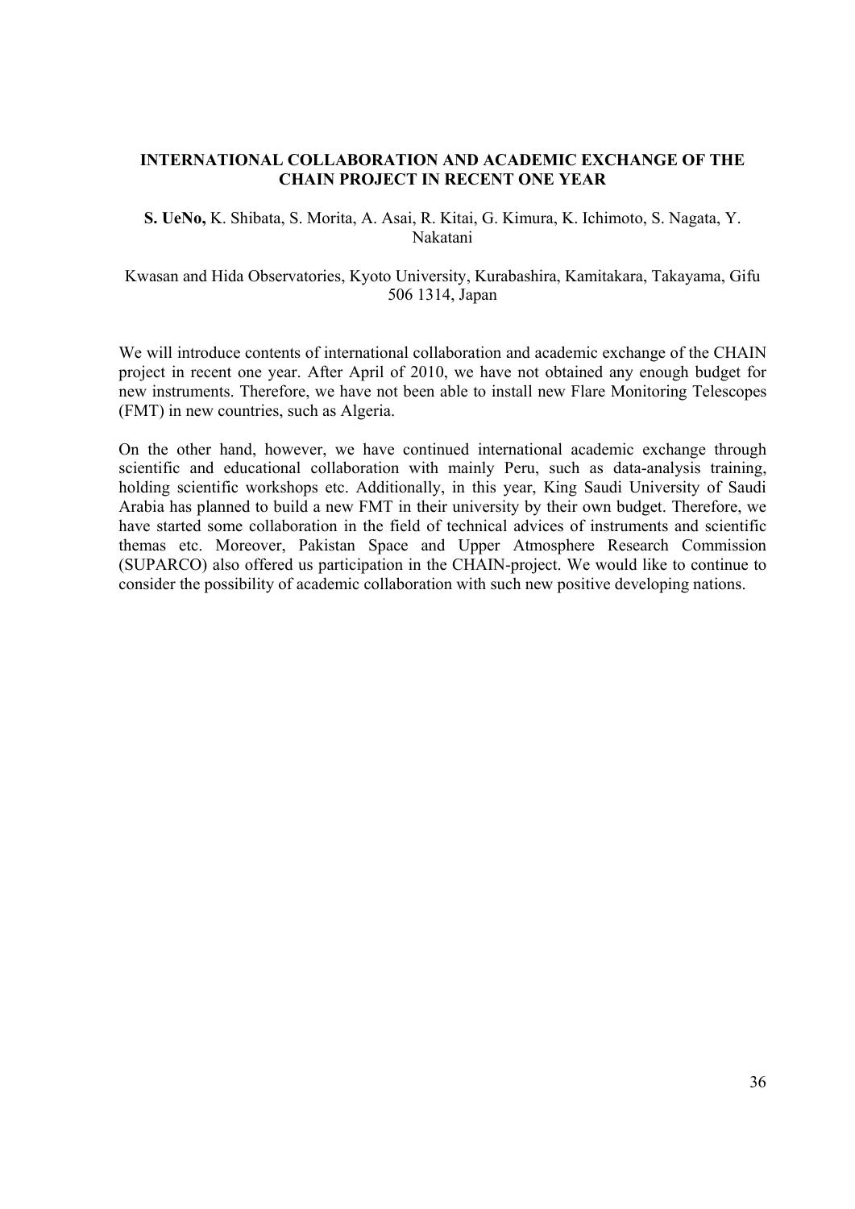# INTERNATIONAL COLLABORATION AND ACADEMIC EXCHANGE OF THE CHAIN PROJECT IN RECENT ONE YEAR

**S. UeNo,** K. Shibata, S. Morita, A. Asai, R. Kitai, G. Kimura, K. Ichimoto, S. Nagata, Y. Nakatani

Kwasan and Hida Observatories, Kyoto University, Kurabashira, Kamitakara, Takayama, Gifu 506 1314, Japan

We will introduce contents of international collaboration and academic exchange of the CHAIN project in recent one year. After April of 2010, we have not obtained any enough budget for new instruments. Therefore, we have not been able to install new Flare Monitoring Telescopes (FMT) in new countries, such as Algeria.

On the other hand, however, we have continued international academic exchange through scientific and educational collaboration with mainly Peru, such as data-analysis training, holding scientific workshops etc. Additionally, in this year, King Saudi University of Saudi Arabia has planned to build a new FMT in their university by their own budget. Therefore, we have started some collaboration in the field of technical advices of instruments and scientific themas etc. Moreover, Pakistan Space and Upper Atmosphere Research Commission (SUPARCO) also offered us participation in the CHAIN-project. We would like to continue to consider the possibility of academic collaboration with such new positive developing nations.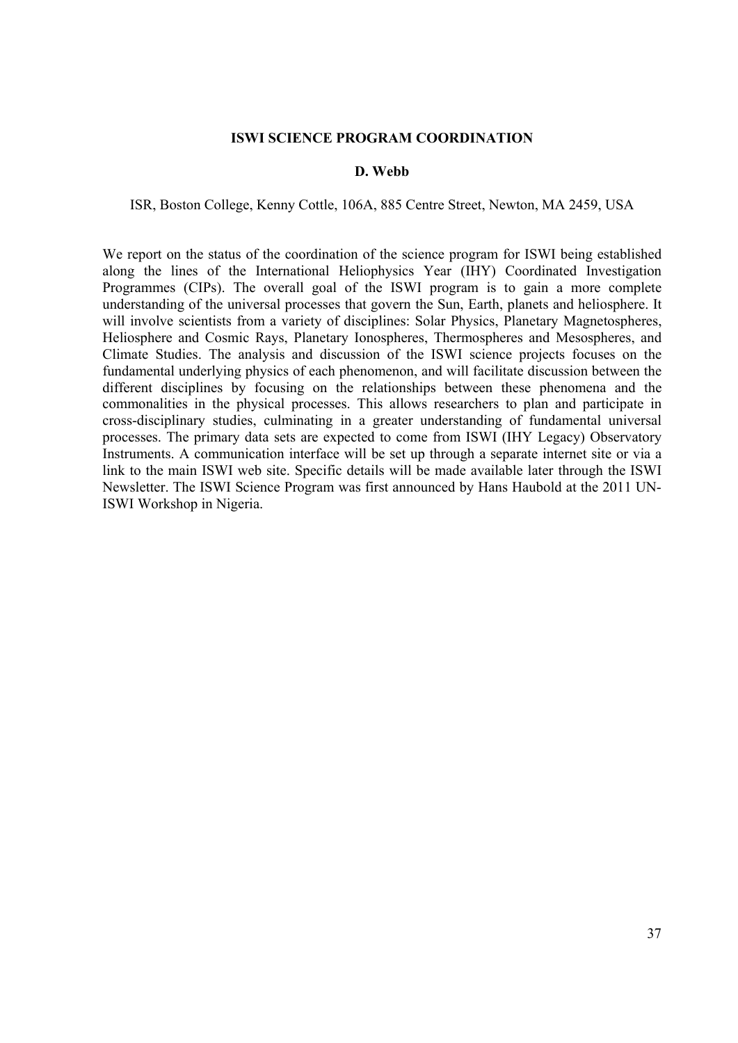## ISWI SCIENCE PROGRAM COORDINATION

**D. Webb**

ISR, Boston College, Kenny Cottle, 106A, 885 Centre Street, Newton, MA 2459, USA

We report on the status of the coordination of the science program for ISWI being established along the lines of the International Heliophysics Year (IHY) Coordinated Investigation Programmes (CIPs). The overall goal of the ISWI program is to gain a more complete understanding of the universal processes that govern the Sun, Earth, planets and heliosphere. It will involve scientists from a variety of disciplines: Solar Physics, Planetary Magnetospheres, Heliosphere and Cosmic Rays, Planetary Ionospheres, Thermospheres and Mesospheres, and Climate Studies. The analysis and discussion of the ISWI science projects focuses on the fundamental underlying physics of each phenomenon, and will facilitate discussion between the different disciplines by focusing on the relationships between these phenomena and the commonalities in the physical processes. This allows researchers to plan and participate in cross-disciplinary studies, culminating in a greater understanding of fundamental universal processes. The primary data sets are expected to come from ISWI (IHY Legacy) Observatory Instruments. A communication interface will be set up through a separate internet site or via a link to the main ISWI web site. Specific details will be made available later through the ISWI Newsletter. The ISWI Science Program was first announced by Hans Haubold at the 2011 UN-ISWI Workshop in Nigeria.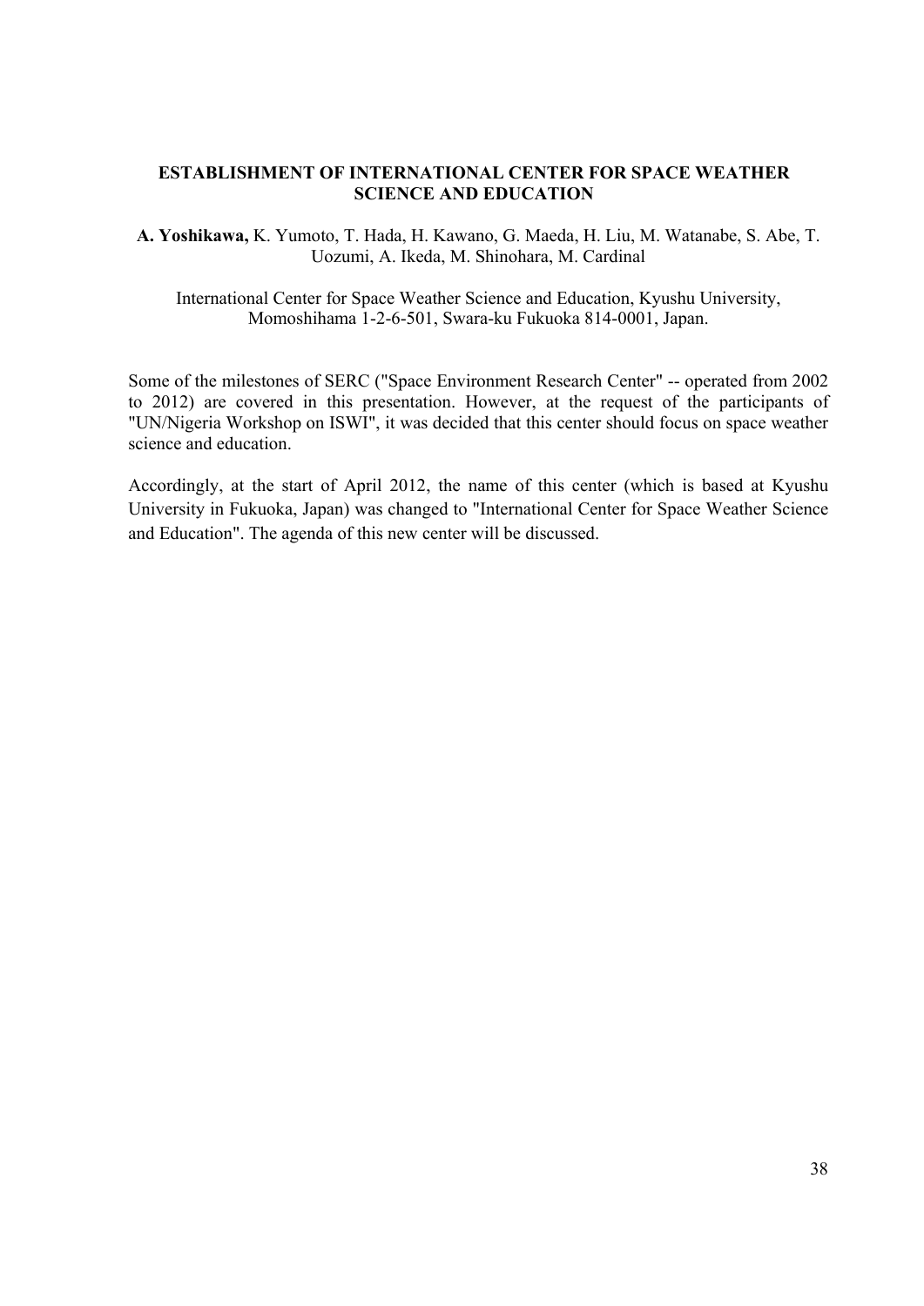## ESTABLISHMENT OF INTERNATIONAL CENTER FOR SPACE WEATHER SCIENCE AND EDUCATION

**A. Yoshikawa,** K. Yumoto, T. Hada, H. Kawano, G. Maeda, H. Liu, M. Watanabe, S. Abe, T. Uozumi, A. Ikeda, M. Shinohara, M. Cardinal

International Center for Space Weather Science and Education, Kyushu University, Momoshihama 1-2-6-501, Swara-ku Fukuoka 814-0001, Japan.

Some of the milestones of SERC ("Space Environment Research Center" -- operated from 2002 to 2012) are covered in this presentation. However, at the request of the participants of "UN/Nigeria Workshop on ISWI", it was decided that this center should focus on space weather science and education.

Accordingly, at the start of April 2012, the name of this center (which is based at Kyushu University in Fukuoka, Japan) was changed to "International Center for Space Weather Science and Education". The agenda of this new center will be discussed.